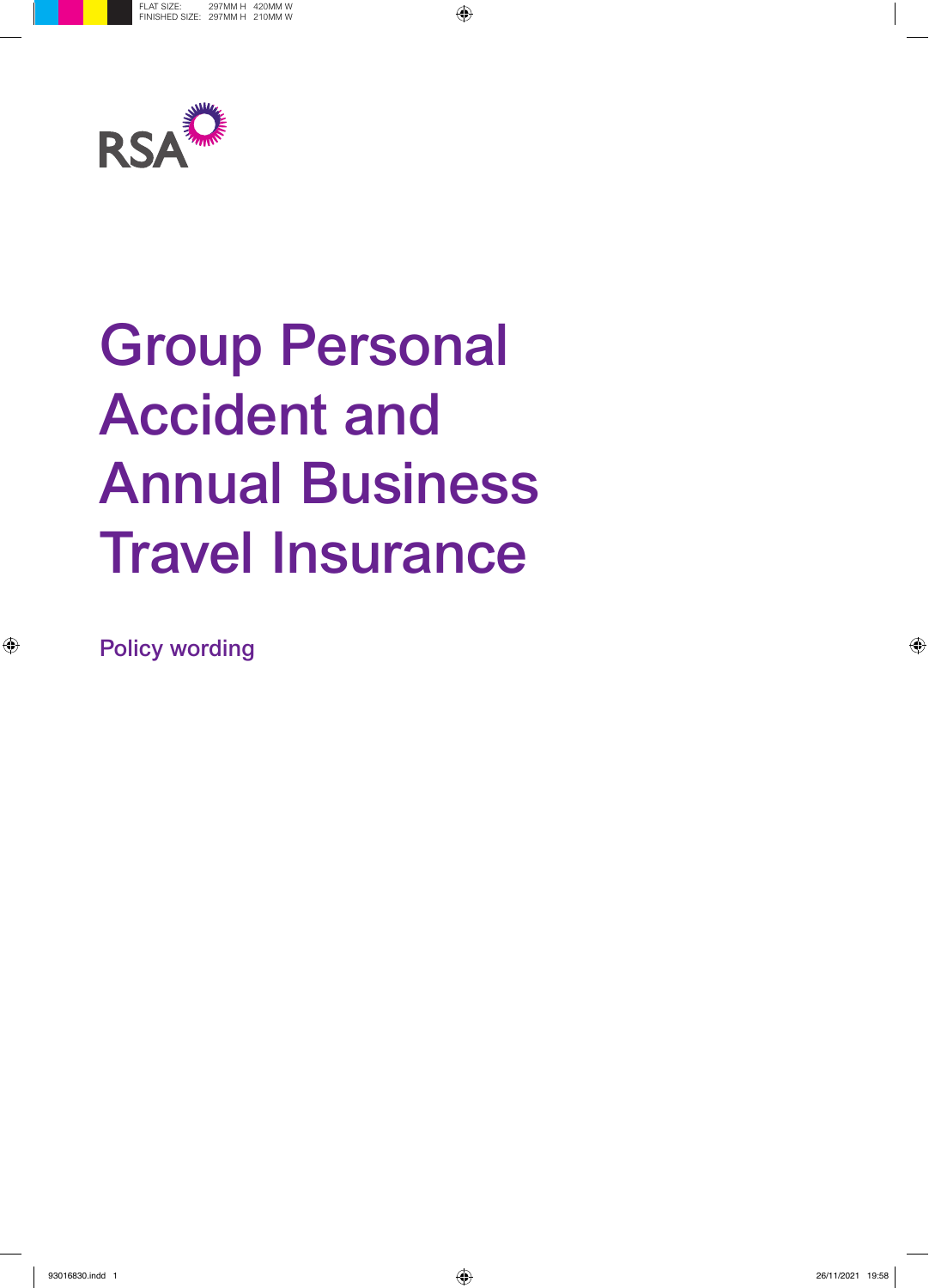RSA

# Group Personal Accident and Annual Business Travel Insurance

Policy wording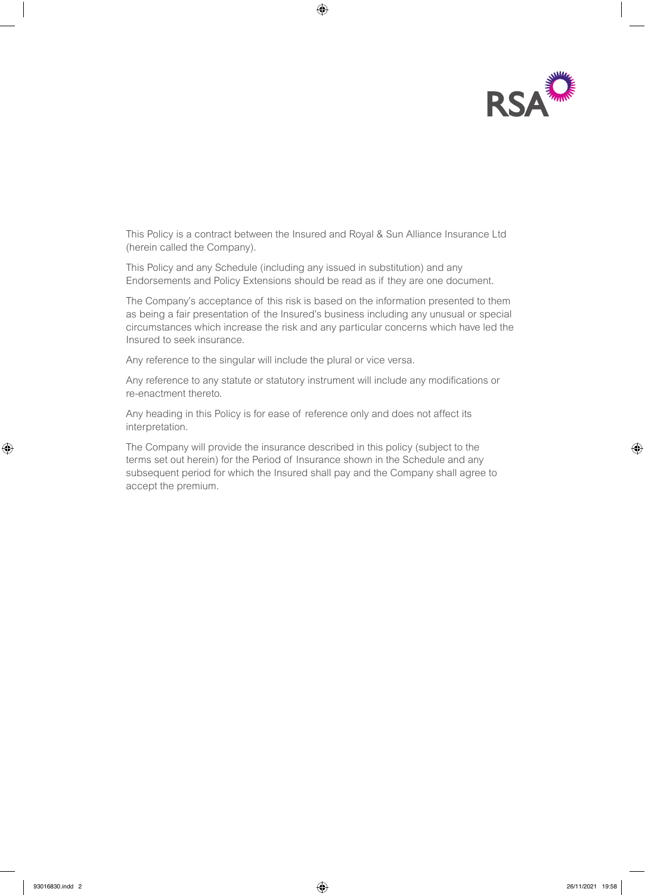This Policy is a contract between the Insured and Royal & Sun Alliance Insurance Ltd (herein called the Company).

This Policy and any Schedule (including any issued in substitution) and any Endorsements and Policy Extensions should be read as if they are one document.

The Company's acceptance of this risk is based on the information presented to them as being a fair presentation of the Insured's business including any unusual or special circumstances which increase the risk and any particular concerns which have led the Insured to seek insurance.

Any reference to the singular will include the plural or vice versa.

Any reference to any statute or statutory instrument will include any modifications or re-enactment thereto.

Any heading in this Policy is for ease of reference only and does not affect its interpretation.

The Company will provide the insurance described in this policy (subject to the terms set out herein) for the Period of Insurance shown in the Schedule and any subsequent period for which the Insured shall pay and the Company shall agree to accept the premium.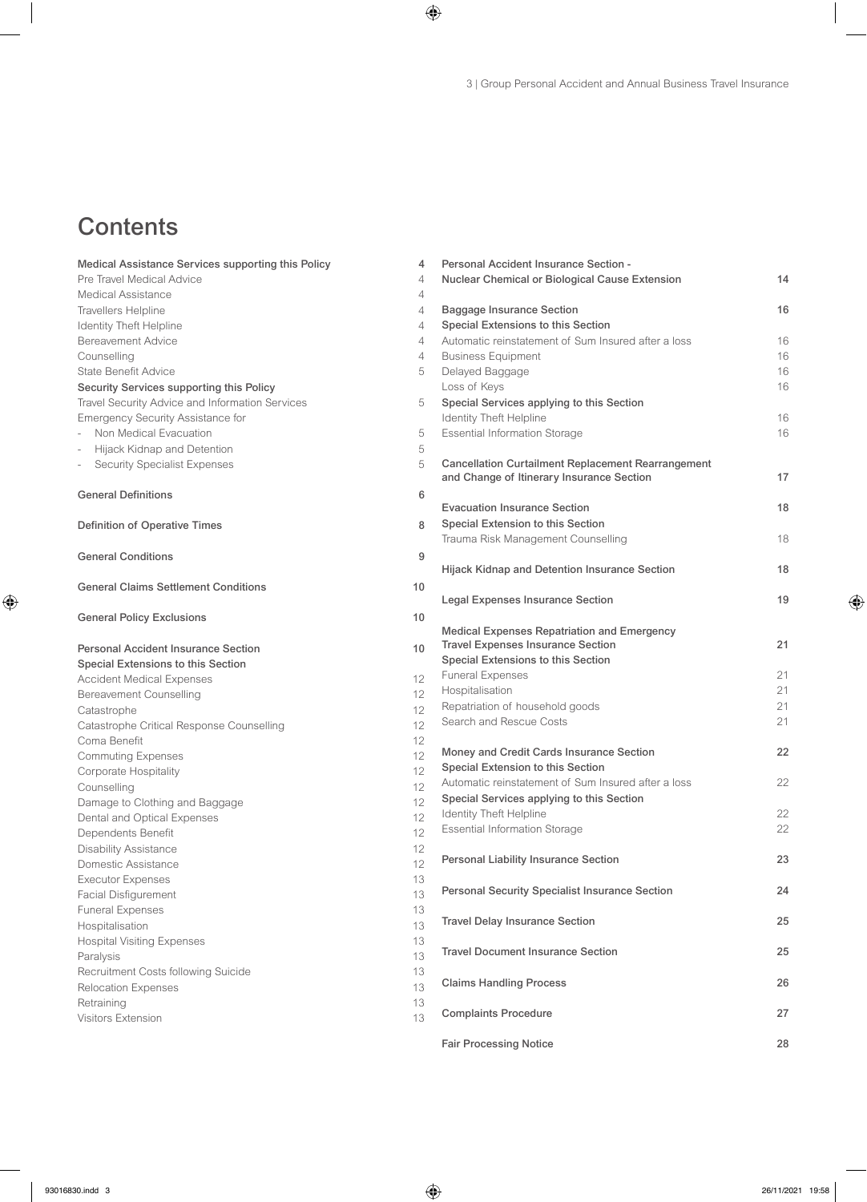# Contents

| | |
|---|---|
| **Medical Assistance Services supporting this Policy** | **4** |
| Pre Travel Medical Advice | 4 |
| Medical Assistance | 4 |
| Travellers Helpline | 4 |
| Identity Theft Helpline | 4 |
| Bereavement Advice | 4 |
| Counselling | 4 |
| State Benefit Advice | 5 |
| **Security Services supporting this Policy** | |
| Travel Security Advice and Information Services | 5 |
| Emergency Security Assistance for | |
| - Non Medical Evacuation | 5 |
| - Hijack Kidnap and Detention | 5 |
| - Security Specialist Expenses | 5 |
| **General Definitions** | **6** |
| **Definition of Operative Times** | **8** |
| **General Conditions** | **9** |
| **General Claims Settlement Conditions** | **10** |
| **General Policy Exclusions** | **10** |
| **Personal Accident Insurance Section** | **10** |
| **Special Extensions to this Section** | |
| Accident Medical Expenses | 12 |
| Bereavement Counselling | 12 |
| Catastrophe | 12 |
| Catastrophe Critical Response Counselling | 12 |
| Coma Benefit | 12 |
| Commuting Expenses | 12 |
| Corporate Hospitality | 12 |
| Counselling | 12 |
| Damage to Clothing and Baggage | 12 |
| Dental and Optical Expenses | 12 |
| Dependents Benefit | 12 |
| Disability Assistance | 12 |
| Domestic Assistance | 12 |
| Executor Expenses | 13 |
| Facial Disfigurement | 13 |
| Funeral Expenses | 13 |
| Hospitalisation | 13 |
| Hospital Visiting Expenses | 13 |
| Paralysis | 13 |
| Recruitment Costs following Suicide | 13 |
| Relocation Expenses | 13 |
| Retraining | 13 |
| Visitors Extension | 13 |
| **Personal Accident Insurance Section - Nuclear Chemical or Biological Cause Extension** | **14** |
| **Baggage Insurance Section** | **16** |
| **Special Extensions to this Section** | |
| Automatic reinstatement of Sum Insured after a loss | 16 |
| Business Equipment | 16 |
| Delayed Baggage | 16 |
| Loss of Keys | 16 |
| **Special Services applying to this Section** | |
| Identity Theft Helpline | 16 |
| Essential Information Storage | 16 |
| **Cancellation Curtailment Replacement Rearrangement and Change of Itinerary Insurance Section** | **17** |
| **Evacuation Insurance Section** | **18** |
| **Special Extension to this Section** | |
| Trauma Risk Management Counselling | 18 |
| **Hijack Kidnap and Detention Insurance Section** | **18** |
| **Legal Expenses Insurance Section** | **19** |
| **Medical Expenses Repatriation and Emergency Travel Expenses Insurance Section** | **21** |
| **Special Extensions to this Section** | |
| Funeral Expenses | 21 |
| Hospitalisation | 21 |
| Repatriation of household goods | 21 |
| Search and Rescue Costs | 21 |
| **Money and Credit Cards Insurance Section** | **22** |
| **Special Extension to this Section** | |
| Automatic reinstatement of Sum Insured after a loss | 22 |
| **Special Services applying to this Section** | |
| Identity Theft Helpline | 22 |
| Essential Information Storage | 22 |
| **Personal Liability Insurance Section** | **23** |
| **Personal Security Specialist Insurance Section** | **24** |
| **Travel Delay Insurance Section** | **25** |
| **Travel Document Insurance Section** | **25** |
| **Claims Handling Process** | **26** |
| **Complaints Procedure** | **27** |
| **Fair Processing Notice** | **28** |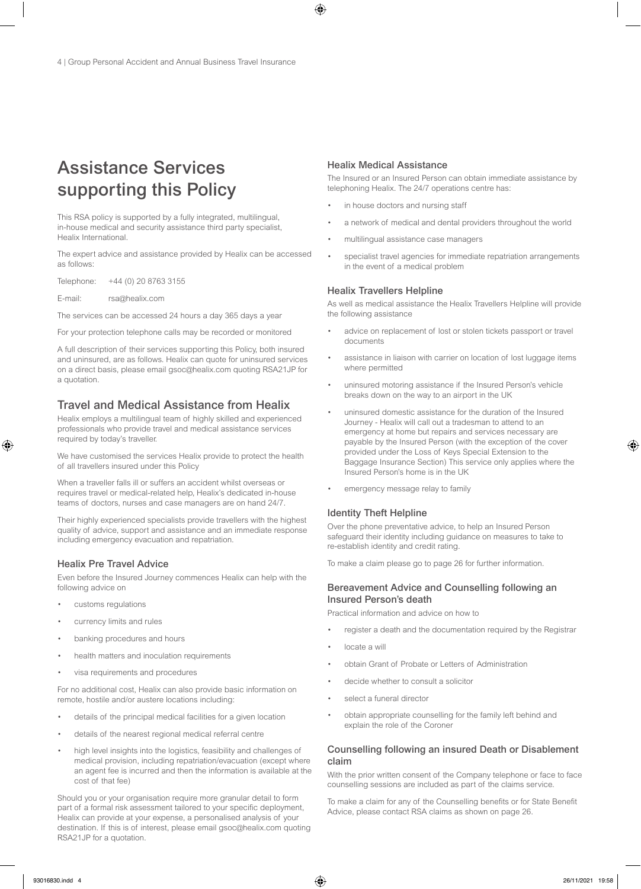# Assistance Services supporting this Policy

This RSA policy is supported by a fully integrated, multilingual, in-house medical and security assistance third party specialist, Healix International.

The expert advice and assistance provided by Healix can be accessed as follows:

Telephone: +44 (0) 20 8763 3155

E-mail: rsa@healix.com

The services can be accessed 24 hours a day 365 days a year

For your protection telephone calls may be recorded or monitored

A full description of their services supporting this Policy, both insured and uninsured, are as follows. Healix can quote for uninsured services on a direct basis, please email gsoc@healix.com quoting RSA21JP for a quotation.

## Travel and Medical Assistance from Healix

Healix employs a multilingual team of highly skilled and experienced professionals who provide travel and medical assistance services required by today's traveller.

We have customised the services Healix provide to protect the health of all travellers insured under this Policy

When a traveller falls ill or suffers an accident whilst overseas or requires travel or medical-related help, Healix's dedicated in-house teams of doctors, nurses and case managers are on hand 24/7.

Their highly experienced specialists provide travellers with the highest quality of advice, support and assistance and an immediate response including emergency evacuation and repatriation.

### Healix Pre Travel Advice

Even before the Insured Journey commences Healix can help with the following advice on

- customs regulations
- currency limits and rules
- banking procedures and hours
- health matters and inoculation requirements
- visa requirements and procedures

For no additional cost, Healix can also provide basic information on remote, hostile and/or austere locations including:

- details of the principal medical facilities for a given location
- details of the nearest regional medical referral centre
- high level insights into the logistics, feasibility and challenges of medical provision, including repatriation/evacuation (except where an agent fee is incurred and then the information is available at the cost of that fee)

Should you or your organisation require more granular detail to form part of a formal risk assessment tailored to your specific deployment, Healix can provide at your expense, a personalised analysis of your destination. If this is of interest, please email gsoc@healix.com quoting RSA21JP for a quotation.

### Healix Medical Assistance

The Insured or an Insured Person can obtain immediate assistance by telephoning Healix. The 24/7 operations centre has:

- in house doctors and nursing staff
- a network of medical and dental providers throughout the world
- multilingual assistance case managers
- specialist travel agencies for immediate repatriation arrangements in the event of a medical problem

### Healix Travellers Helpline

As well as medical assistance the Healix Travellers Helpline will provide the following assistance

- advice on replacement of lost or stolen tickets passport or travel documents
- assistance in liaison with carrier on location of lost luggage items where permitted
- uninsured motoring assistance if the Insured Person's vehicle breaks down on the way to an airport in the UK
- uninsured domestic assistance for the duration of the Insured Journey - Healix will call out a tradesman to attend to an emergency at home but repairs and services necessary are payable by the Insured Person (with the exception of the cover provided under the Loss of Keys Special Extension to the Baggage Insurance Section) This service only applies where the Insured Person's home is in the UK
- emergency message relay to family

### Identity Theft Helpline

Over the phone preventative advice, to help an Insured Person safeguard their identity including guidance on measures to take to re-establish identity and credit rating.

To make a claim please go to page 26 for further information.

### Bereavement Advice and Counselling following an Insured Person's death

Practical information and advice on how to

- register a death and the documentation required by the Registrar
- locate a will
- obtain Grant of Probate or Letters of Administration
- decide whether to consult a solicitor
- select a funeral director
- obtain appropriate counselling for the family left behind and explain the role of the Coroner

### Counselling following an insured Death or Disablement claim

With the prior written consent of the Company telephone or face to face counselling sessions are included as part of the claims service.

To make a claim for any of the Counselling benefits or for State Benefit Advice, please contact RSA claims as shown on page 26.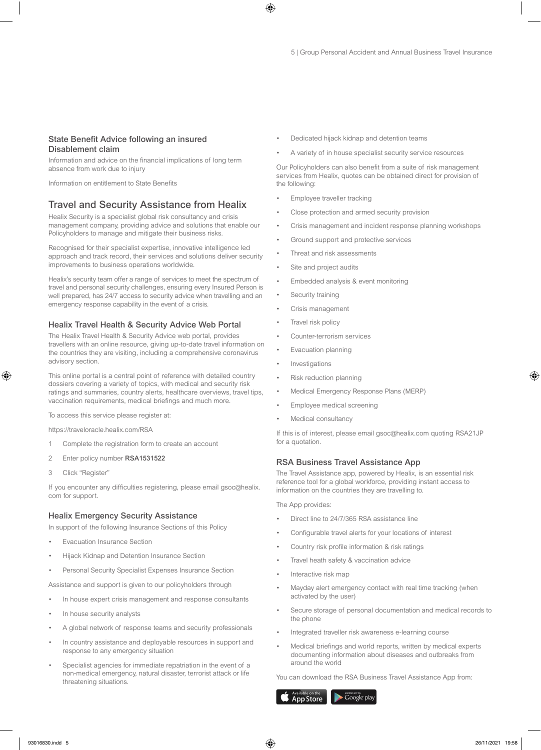## State Benefit Advice following an insured Disablement claim

Information and advice on the financial implications of long term absence from work due to injury

Information on entitlement to State Benefits

## Travel and Security Assistance from Healix

Healix Security is a specialist global risk consultancy and crisis management company, providing advice and solutions that enable our Policyholders to manage and mitigate their business risks.

Recognised for their specialist expertise, innovative intelligence led approach and track record, their services and solutions deliver security improvements to business operations worldwide.

Healix's security team offer a range of services to meet the spectrum of travel and personal security challenges, ensuring every Insured Person is well prepared, has 24/7 access to security advice when travelling and an emergency response capability in the event of a crisis.

### Healix Travel Health & Security Advice Web Portal

The Healix Travel Health & Security Advice web portal, provides travellers with an online resource, giving up-to-date travel information on the countries they are visiting, including a comprehensive coronavirus advisory section.

This online portal is a central point of reference with detailed country dossiers covering a variety of topics, with medical and security risk ratings and summaries, country alerts, healthcare overviews, travel tips, vaccination requirements, medical briefings and much more.

To access this service please register at:

https://traveloracle.healix.com/RSA

1. Complete the registration form to create an account
2. Enter policy number **RSA1531522**
3. Click "Register"

If you encounter any difficulties registering, please email gsoc@healix.com for support.

### Healix Emergency Security Assistance

In support of the following Insurance Sections of this Policy

- Evacuation Insurance Section
- Hijack Kidnap and Detention Insurance Section
- Personal Security Specialist Expenses Insurance Section

Assistance and support is given to our policyholders through

- In house expert crisis management and response consultants
- In house security analysts
- A global network of response teams and security professionals
- In country assistance and deployable resources in support and response to any emergency situation
- Specialist agencies for immediate repatriation in the event of a non-medical emergency, natural disaster, terrorist attack or life threatening situations.
- Dedicated hijack kidnap and detention teams
- A variety of in house specialist security service resources

Our Policyholders can also benefit from a suite of risk management services from Healix, quotes can be obtained direct for provision of the following:

- Employee traveller tracking
- Close protection and armed security provision
- Crisis management and incident response planning workshops
- Ground support and protective services
- Threat and risk assessments
- Site and project audits
- Embedded analysis & event monitoring
- Security training
- Crisis management
- Travel risk policy
- Counter-terrorism services
- Evacuation planning
- Investigations
- Risk reduction planning
- Medical Emergency Response Plans (MERP)
- Employee medical screening
- Medical consultancy

If this is of interest, please email gsoc@healix.com quoting RSA21JP for a quotation.

### RSA Business Travel Assistance App

The Travel Assistance app, powered by Healix, is an essential risk reference tool for a global workforce, providing instant access to information on the countries they are travelling to.

The App provides:

- Direct line to 24/7/365 RSA assistance line
- Configurable travel alerts for your locations of interest
- Country risk profile information & risk ratings
- Travel heath safety & vaccination advice
- Interactive risk map
- Mayday alert emergency contact with real time tracking (when activated by the user)
- Secure storage of personal documentation and medical records to the phone
- Integrated traveller risk awareness e-learning course
- Medical briefings and world reports, written by medical experts documenting information about diseases and outbreaks from around the world

You can download the RSA Business Travel Assistance App from:

Available on the App Store | Google play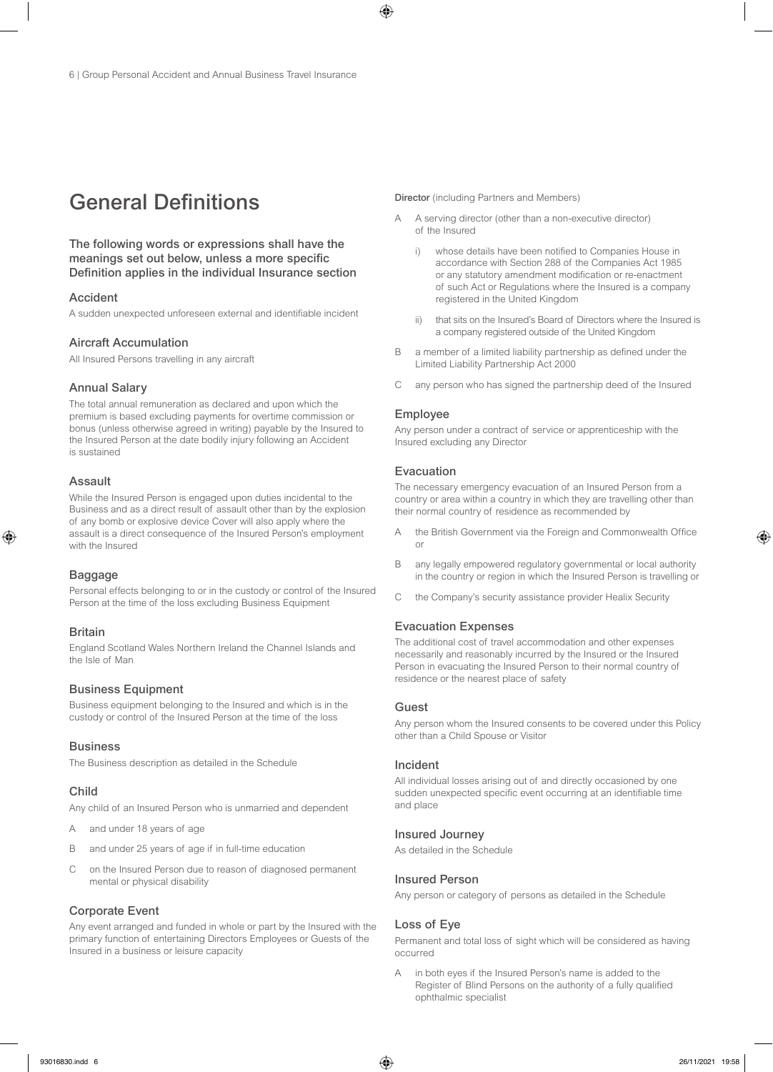# General Definitions

**The following words or expressions shall have the meanings set out below, unless a more specific Definition applies in the individual Insurance section**

### Accident

A sudden unexpected unforeseen external and identifiable incident

### Aircraft Accumulation

All Insured Persons travelling in any aircraft

### Annual Salary

The total annual remuneration as declared and upon which the premium is based excluding payments for overtime commission or bonus (unless otherwise agreed in writing) payable by the Insured to the Insured Person at the date bodily injury following an Accident is sustained

### Assault

While the Insured Person is engaged upon duties incidental to the Business and as a direct result of assault other than by the explosion of any bomb or explosive device Cover will also apply where the assault is a direct consequence of the Insured Person's employment with the Insured

### Baggage

Personal effects belonging to or in the custody or control of the Insured Person at the time of the loss excluding Business Equipment

### Britain

England Scotland Wales Northern Ireland the Channel Islands and the Isle of Man

### Business Equipment

Business equipment belonging to the Insured and which is in the custody or control of the Insured Person at the time of the loss

### Business

The Business description as detailed in the Schedule

### Child

Any child of an Insured Person who is unmarried and dependent

- A and under 18 years of age
- B and under 25 years of age if in full-time education
- C on the Insured Person due to reason of diagnosed permanent mental or physical disability

### Corporate Event

Any event arranged and funded in whole or part by the Insured with the primary function of entertaining Directors Employees or Guests of the Insured in a business or leisure capacity

**Director** (including Partners and Members)

- A A serving director (other than a non-executive director) of the Insured
  - i) whose details have been notified to Companies House in accordance with Section 288 of the Companies Act 1985 or any statutory amendment modification or re-enactment of such Act or Regulations where the Insured is a company registered in the United Kingdom
  - ii) that sits on the Insured's Board of Directors where the Insured is a company registered outside of the United Kingdom
- B a member of a limited liability partnership as defined under the Limited Liability Partnership Act 2000
- C any person who has signed the partnership deed of the Insured

### Employee

Any person under a contract of service or apprenticeship with the Insured excluding any Director

### Evacuation

The necessary emergency evacuation of an Insured Person from a country or area within a country in which they are travelling other than their normal country of residence as recommended by

- A the British Government via the Foreign and Commonwealth Office or
- B any legally empowered regulatory governmental or local authority in the country or region in which the Insured Person is travelling or
- C the Company's security assistance provider Healix Security

### Evacuation Expenses

The additional cost of travel accommodation and other expenses necessarily and reasonably incurred by the Insured or the Insured Person in evacuating the Insured Person to their normal country of residence or the nearest place of safety

### Guest

Any person whom the Insured consents to be covered under this Policy other than a Child Spouse or Visitor

### Incident

All individual losses arising out of and directly occasioned by one sudden unexpected specific event occurring at an identifiable time and place

### Insured Journey

As detailed in the Schedule

### Insured Person

Any person or category of persons as detailed in the Schedule

### Loss of Eye

Permanent and total loss of sight which will be considered as having occurred

- A in both eyes if the Insured Person's name is added to the Register of Blind Persons on the authority of a fully qualified ophthalmic specialist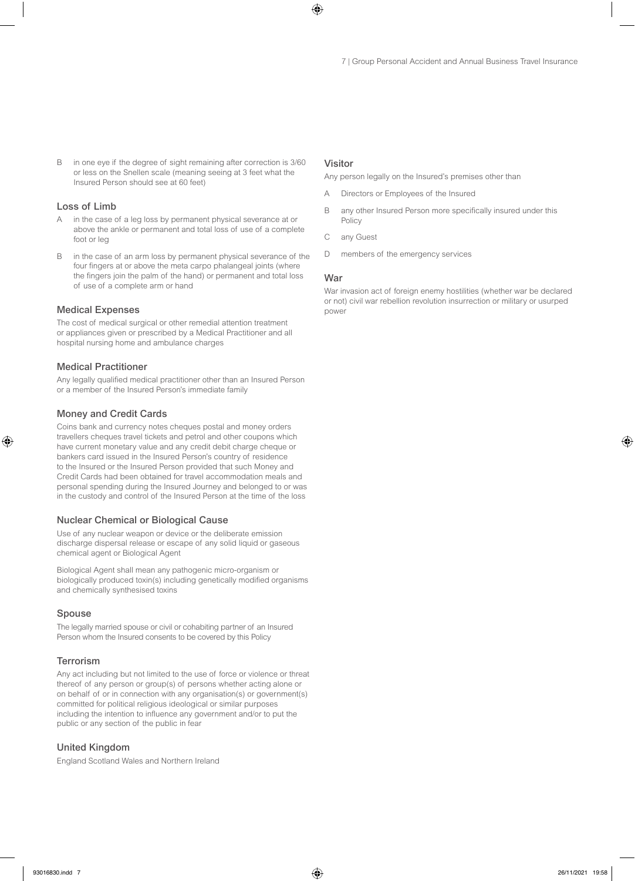B in one eye if the degree of sight remaining after correction is 3/60 or less on the Snellen scale (meaning seeing at 3 feet what the Insured Person should see at 60 feet)

### Loss of Limb

A in the case of a leg loss by permanent physical severance at or above the ankle or permanent and total loss of use of a complete foot or leg

B in the case of an arm loss by permanent physical severance of the four fingers at or above the meta carpo phalangeal joints (where the fingers join the palm of the hand) or permanent and total loss of use of a complete arm or hand

### Medical Expenses

The cost of medical surgical or other remedial attention treatment or appliances given or prescribed by a Medical Practitioner and all hospital nursing home and ambulance charges

### Medical Practitioner

Any legally qualified medical practitioner other than an Insured Person or a member of the Insured Person's immediate family

### Money and Credit Cards

Coins bank and currency notes cheques postal and money orders travellers cheques travel tickets and petrol and other coupons which have current monetary value and any credit debit charge cheque or bankers card issued in the Insured Person's country of residence to the Insured or the Insured Person provided that such Money and Credit Cards had been obtained for travel accommodation meals and personal spending during the Insured Journey and belonged to or was in the custody and control of the Insured Person at the time of the loss

### Nuclear Chemical or Biological Cause

Use of any nuclear weapon or device or the deliberate emission discharge dispersal release or escape of any solid liquid or gaseous chemical agent or Biological Agent

Biological Agent shall mean any pathogenic micro-organism or biologically produced toxin(s) including genetically modified organisms and chemically synthesised toxins

### Spouse

The legally married spouse or civil or cohabiting partner of an Insured Person whom the Insured consents to be covered by this Policy

### Terrorism

Any act including but not limited to the use of force or violence or threat thereof of any person or group(s) of persons whether acting alone or on behalf of or in connection with any organisation(s) or government(s) committed for political religious ideological or similar purposes including the intention to influence any government and/or to put the public or any section of the public in fear

### United Kingdom

England Scotland Wales and Northern Ireland

### Visitor

Any person legally on the Insured's premises other than

A Directors or Employees of the Insured

B any other Insured Person more specifically insured under this Policy

C any Guest

D members of the emergency services

### War

War invasion act of foreign enemy hostilities (whether war be declared or not) civil war rebellion revolution insurrection or military or usurped power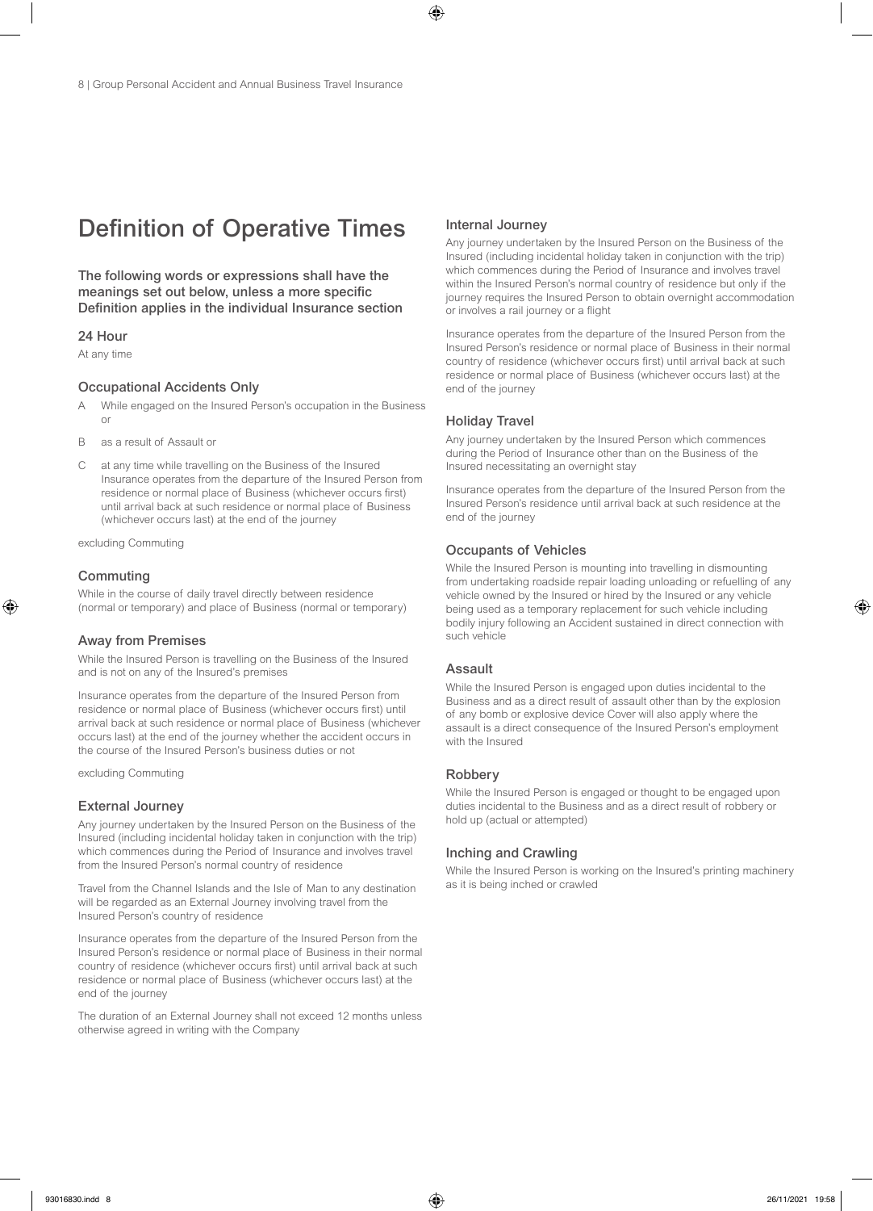# Definition of Operative Times

**The following words or expressions shall have the meanings set out below, unless a more specific Definition applies in the individual Insurance section**

### 24 Hour

At any time

### Occupational Accidents Only

- A While engaged on the Insured Person's occupation in the Business or
- B as a result of Assault or
- C at any time while travelling on the Business of the Insured Insurance operates from the departure of the Insured Person from residence or normal place of Business (whichever occurs first) until arrival back at such residence or normal place of Business (whichever occurs last) at the end of the journey

excluding Commuting

### Commuting

While in the course of daily travel directly between residence (normal or temporary) and place of Business (normal or temporary)

### Away from Premises

While the Insured Person is travelling on the Business of the Insured and is not on any of the Insured's premises

Insurance operates from the departure of the Insured Person from residence or normal place of Business (whichever occurs first) until arrival back at such residence or normal place of Business (whichever occurs last) at the end of the journey whether the accident occurs in the course of the Insured Person's business duties or not

excluding Commuting

### External Journey

Any journey undertaken by the Insured Person on the Business of the Insured (including incidental holiday taken in conjunction with the trip) which commences during the Period of Insurance and involves travel from the Insured Person's normal country of residence

Travel from the Channel Islands and the Isle of Man to any destination will be regarded as an External Journey involving travel from the Insured Person's country of residence

Insurance operates from the departure of the Insured Person from the Insured Person's residence or normal place of Business in their normal country of residence (whichever occurs first) until arrival back at such residence or normal place of Business (whichever occurs last) at the end of the journey

The duration of an External Journey shall not exceed 12 months unless otherwise agreed in writing with the Company

### Internal Journey

Any journey undertaken by the Insured Person on the Business of the Insured (including incidental holiday taken in conjunction with the trip) which commences during the Period of Insurance and involves travel within the Insured Person's normal country of residence but only if the journey requires the Insured Person to obtain overnight accommodation or involves a rail journey or a flight

Insurance operates from the departure of the Insured Person from the Insured Person's residence or normal place of Business in their normal country of residence (whichever occurs first) until arrival back at such residence or normal place of Business (whichever occurs last) at the end of the journey

### Holiday Travel

Any journey undertaken by the Insured Person which commences during the Period of Insurance other than on the Business of the Insured necessitating an overnight stay

Insurance operates from the departure of the Insured Person from the Insured Person's residence until arrival back at such residence at the end of the journey

### Occupants of Vehicles

While the Insured Person is mounting into travelling in dismounting from undertaking roadside repair loading unloading or refuelling of any vehicle owned by the Insured or hired by the Insured or any vehicle being used as a temporary replacement for such vehicle including bodily injury following an Accident sustained in direct connection with such vehicle

### Assault

While the Insured Person is engaged upon duties incidental to the Business and as a direct result of assault other than by the explosion of any bomb or explosive device Cover will also apply where the assault is a direct consequence of the Insured Person's employment with the Insured

### Robbery

While the Insured Person is engaged or thought to be engaged upon duties incidental to the Business and as a direct result of robbery or hold up (actual or attempted)

### Inching and Crawling

While the Insured Person is working on the Insured's printing machinery as it is being inched or crawled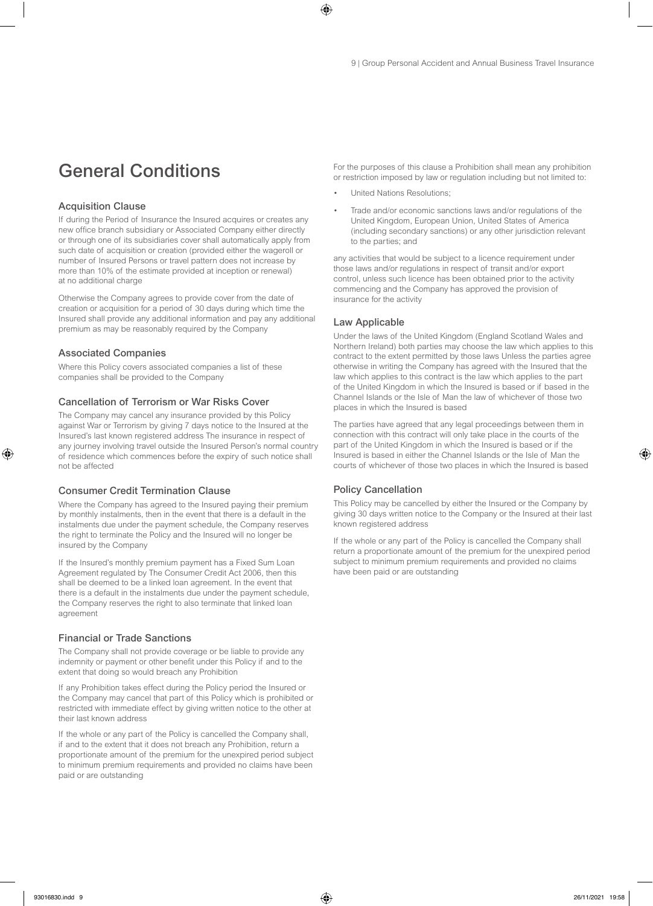# General Conditions

## Acquisition Clause

If during the Period of Insurance the Insured acquires or creates any new office branch subsidiary or Associated Company either directly or through one of its subsidiaries cover shall automatically apply from such date of acquisition or creation (provided either the wageroll or number of Insured Persons or travel pattern does not increase by more than 10% of the estimate provided at inception or renewal) at no additional charge

Otherwise the Company agrees to provide cover from the date of creation or acquisition for a period of 30 days during which time the Insured shall provide any additional information and pay any additional premium as may be reasonably required by the Company

## Associated Companies

Where this Policy covers associated companies a list of these companies shall be provided to the Company

## Cancellation of Terrorism or War Risks Cover

The Company may cancel any insurance provided by this Policy against War or Terrorism by giving 7 days notice to the Insured at the Insured's last known registered address The insurance in respect of any journey involving travel outside the Insured Person's normal country of residence which commences before the expiry of such notice shall not be affected

## Consumer Credit Termination Clause

Where the Company has agreed to the Insured paying their premium by monthly instalments, then in the event that there is a default in the instalments due under the payment schedule, the Company reserves the right to terminate the Policy and the Insured will no longer be insured by the Company

If the Insured's monthly premium payment has a Fixed Sum Loan Agreement regulated by The Consumer Credit Act 2006, then this shall be deemed to be a linked loan agreement. In the event that there is a default in the instalments due under the payment schedule, the Company reserves the right to also terminate that linked loan agreement

## Financial or Trade Sanctions

The Company shall not provide coverage or be liable to provide any indemnity or payment or other benefit under this Policy if and to the extent that doing so would breach any Prohibition

If any Prohibition takes effect during the Policy period the Insured or the Company may cancel that part of this Policy which is prohibited or restricted with immediate effect by giving written notice to the other at their last known address

If the whole or any part of the Policy is cancelled the Company shall, if and to the extent that it does not breach any Prohibition, return a proportionate amount of the premium for the unexpired period subject to minimum premium requirements and provided no claims have been paid or are outstanding

For the purposes of this clause a Prohibition shall mean any prohibition or restriction imposed by law or regulation including but not limited to:

- United Nations Resolutions;
- Trade and/or economic sanctions laws and/or regulations of the United Kingdom, European Union, United States of America (including secondary sanctions) or any other jurisdiction relevant to the parties; and

any activities that would be subject to a licence requirement under those laws and/or regulations in respect of transit and/or export control, unless such licence has been obtained prior to the activity commencing and the Company has approved the provision of insurance for the activity

## Law Applicable

Under the laws of the United Kingdom (England Scotland Wales and Northern Ireland) both parties may choose the law which applies to this contract to the extent permitted by those laws Unless the parties agree otherwise in writing the Company has agreed with the Insured that the law which applies to this contract is the law which applies to the part of the United Kingdom in which the Insured is based or if based in the Channel Islands or the Isle of Man the law of whichever of those two places in which the Insured is based

The parties have agreed that any legal proceedings between them in connection with this contract will only take place in the courts of the part of the United Kingdom in which the Insured is based or if the Insured is based in either the Channel Islands or the Isle of Man the courts of whichever of those two places in which the Insured is based

## Policy Cancellation

This Policy may be cancelled by either the Insured or the Company by giving 30 days written notice to the Company or the Insured at their last known registered address

If the whole or any part of the Policy is cancelled the Company shall return a proportionate amount of the premium for the unexpired period subject to minimum premium requirements and provided no claims have been paid or are outstanding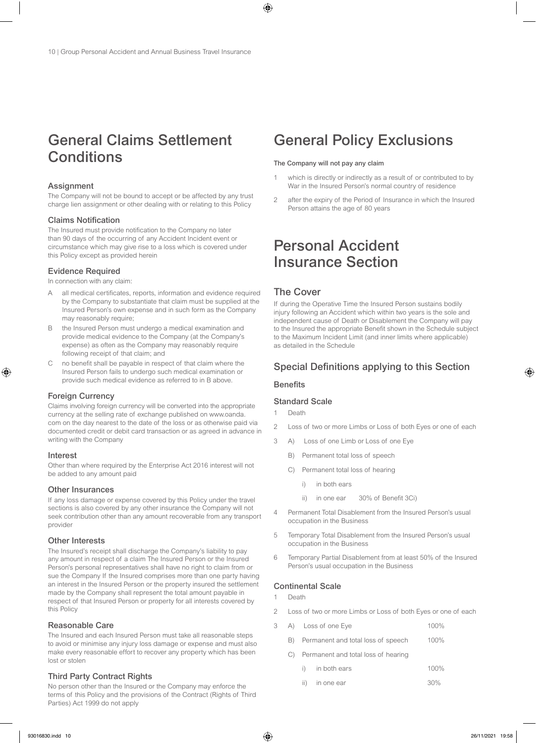# General Claims Settlement Conditions

### Assignment

The Company will not be bound to accept or be affected by any trust charge lien assignment or other dealing with or relating to this Policy

### Claims Notification

The Insured must provide notification to the Company no later than 90 days of the occurring of any Accident Incident event or circumstance which may give rise to a loss which is covered under this Policy except as provided herein

### Evidence Required

In connection with any claim:

A all medical certificates, reports, information and evidence required by the Company to substantiate that claim must be supplied at the Insured Person's own expense and in such form as the Company may reasonably require;

B the Insured Person must undergo a medical examination and provide medical evidence to the Company (at the Company's expense) as often as the Company may reasonably require following receipt of that claim; and

C no benefit shall be payable in respect of that claim where the Insured Person fails to undergo such medical examination or provide such medical evidence as referred to in B above.

### Foreign Currency

Claims involving foreign currency will be converted into the appropriate currency at the selling rate of exchange published on www.oanda.com on the day nearest to the date of the loss or as otherwise paid via documented credit or debit card transaction or as agreed in advance in writing with the Company

### Interest

Other than where required by the Enterprise Act 2016 interest will not be added to any amount paid

### Other Insurances

If any loss damage or expense covered by this Policy under the travel sections is also covered by any other insurance the Company will not seek contribution other than any amount recoverable from any transport provider

### Other Interests

The Insured's receipt shall discharge the Company's liability to pay any amount in respect of a claim The Insured Person or the Insured Person's personal representatives shall have no right to claim from or sue the Company If the Insured comprises more than one party having an interest in the Insured Person or the property insured the settlement made by the Company shall represent the total amount payable in respect of that Insured Person or property for all interests covered by this Policy

### Reasonable Care

The Insured and each Insured Person must take all reasonable steps to avoid or minimise any injury loss damage or expense and must also make every reasonable effort to recover any property which has been lost or stolen

### Third Party Contract Rights

No person other than the Insured or the Company may enforce the terms of this Policy and the provisions of the Contract (Rights of Third Parties) Act 1999 do not apply

# General Policy Exclusions

**The Company will not pay any claim**

1 which is directly or indirectly as a result of or contributed to by War in the Insured Person's normal country of residence

2 after the expiry of the Period of Insurance in which the Insured Person attains the age of 80 years

# Personal Accident Insurance Section

## The Cover

If during the Operative Time the Insured Person sustains bodily injury following an Accident which within two years is the sole and independent cause of Death or Disablement the Company will pay to the Insured the appropriate Benefit shown in the Schedule subject to the Maximum Incident Limit (and inner limits where applicable) as detailed in the Schedule

## Special Definitions applying to this Section

### Benefits

### Standard Scale

1 Death

2 Loss of two or more Limbs or Loss of both Eyes or one of each

3 A) Loss of one Limb or Loss of one Eye

B) Permanent total loss of speech

C) Permanent total loss of hearing

i) in both ears

ii) in one ear 30% of Benefit 3Ci)

4 Permanent Total Disablement from the Insured Person's usual occupation in the Business

5 Temporary Total Disablement from the Insured Person's usual occupation in the Business

6 Temporary Partial Disablement from at least 50% of the Insured Person's usual occupation in the Business

### Continental Scale

1 Death

2 Loss of two or more Limbs or Loss of both Eyes or one of each

| | | |
|---|---|---|
| 3 | A) Loss of one Eye | 100% |
| | B) Permanent and total loss of speech | 100% |
| | C) Permanent and total loss of hearing | |
| | i) in both ears | 100% |
| | ii) in one ear | 30% |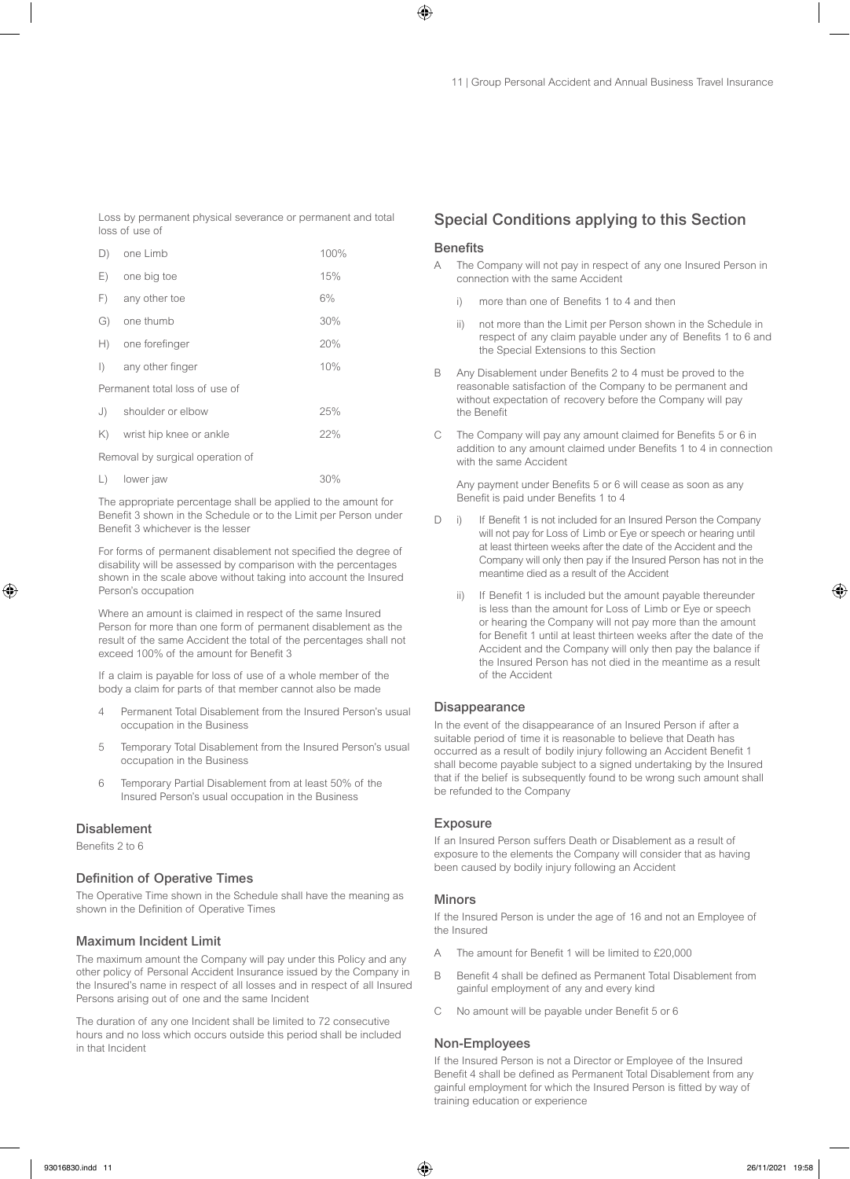Loss by permanent physical severance or permanent and total loss of use of

| | | |
|---|---|---|
| D) | one Limb | 100% |
| E) | one big toe | 15% |
| F) | any other toe | 6% |
| G) | one thumb | 30% |
| H) | one forefinger | 20% |
| I) | any other finger | 10% |

Permanent total loss of use of

| | | |
|---|---|---|
| J) | shoulder or elbow | 25% |
| K) | wrist hip knee or ankle | 22% |

Removal by surgical operation of

| | | |
|---|---|---|
| L) | lower jaw | 30% |

The appropriate percentage shall be applied to the amount for Benefit 3 shown in the Schedule or to the Limit per Person under Benefit 3 whichever is the lesser

For forms of permanent disablement not specified the degree of disability will be assessed by comparison with the percentages shown in the scale above without taking into account the Insured Person's occupation

Where an amount is claimed in respect of the same Insured Person for more than one form of permanent disablement as the result of the same Accident the total of the percentages shall not exceed 100% of the amount for Benefit 3

If a claim is payable for loss of use of a whole member of the body a claim for parts of that member cannot also be made

4 Permanent Total Disablement from the Insured Person's usual occupation in the Business

5 Temporary Total Disablement from the Insured Person's usual occupation in the Business

6 Temporary Partial Disablement from at least 50% of the Insured Person's usual occupation in the Business

### Disablement

Benefits 2 to 6

### Definition of Operative Times

The Operative Time shown in the Schedule shall have the meaning as shown in the Definition of Operative Times

### Maximum Incident Limit

The maximum amount the Company will pay under this Policy and any other policy of Personal Accident Insurance issued by the Company in the Insured's name in respect of all losses and in respect of all Insured Persons arising out of one and the same Incident

The duration of any one Incident shall be limited to 72 consecutive hours and no loss which occurs outside this period shall be included in that Incident

## Special Conditions applying to this Section

### Benefits

A The Company will not pay in respect of any one Insured Person in connection with the same Accident

i) more than one of Benefits 1 to 4 and then

ii) not more than the Limit per Person shown in the Schedule in respect of any claim payable under any of Benefits 1 to 6 and the Special Extensions to this Section

B Any Disablement under Benefits 2 to 4 must be proved to the reasonable satisfaction of the Company to be permanent and without expectation of recovery before the Company will pay the Benefit

C The Company will pay any amount claimed for Benefits 5 or 6 in addition to any amount claimed under Benefits 1 to 4 in connection with the same Accident

Any payment under Benefits 5 or 6 will cease as soon as any Benefit is paid under Benefits 1 to 4

D i) If Benefit 1 is not included for an Insured Person the Company will not pay for Loss of Limb or Eye or speech or hearing until at least thirteen weeks after the date of the Accident and the Company will only then pay if the Insured Person has not in the meantime died as a result of the Accident

ii) If Benefit 1 is included but the amount payable thereunder is less than the amount for Loss of Limb or Eye or speech or hearing the Company will not pay more than the amount for Benefit 1 until at least thirteen weeks after the date of the Accident and the Company will only then pay the balance if the Insured Person has not died in the meantime as a result of the Accident

### Disappearance

In the event of the disappearance of an Insured Person if after a suitable period of time it is reasonable to believe that Death has occurred as a result of bodily injury following an Accident Benefit 1 shall become payable subject to a signed undertaking by the Insured that if the belief is subsequently found to be wrong such amount shall be refunded to the Company

### Exposure

If an Insured Person suffers Death or Disablement as a result of exposure to the elements the Company will consider that as having been caused by bodily injury following an Accident

### Minors

If the Insured Person is under the age of 16 and not an Employee of the Insured

A The amount for Benefit 1 will be limited to £20,000

B Benefit 4 shall be defined as Permanent Total Disablement from gainful employment of any and every kind

C No amount will be payable under Benefit 5 or 6

### Non-Employees

If the Insured Person is not a Director or Employee of the Insured Benefit 4 shall be defined as Permanent Total Disablement from any gainful employment for which the Insured Person is fitted by way of training education or experience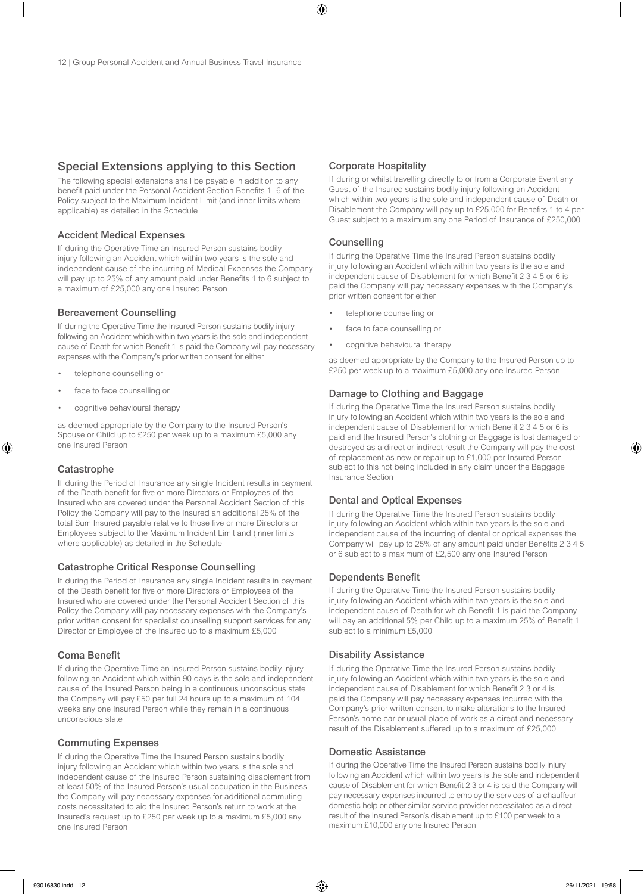## Special Extensions applying to this Section

The following special extensions shall be payable in addition to any benefit paid under the Personal Accident Section Benefits 1- 6 of the Policy subject to the Maximum Incident Limit (and inner limits where applicable) as detailed in the Schedule

### Accident Medical Expenses

If during the Operative Time an Insured Person sustains bodily injury following an Accident which within two years is the sole and independent cause of the incurring of Medical Expenses the Company will pay up to 25% of any amount paid under Benefits 1 to 6 subject to a maximum of £25,000 any one Insured Person

### Bereavement Counselling

If during the Operative Time the Insured Person sustains bodily injury following an Accident which within two years is the sole and independent cause of Death for which Benefit 1 is paid the Company will pay necessary expenses with the Company's prior written consent for either

- telephone counselling or
- face to face counselling or
- cognitive behavioural therapy

as deemed appropriate by the Company to the Insured Person's Spouse or Child up to £250 per week up to a maximum £5,000 any one Insured Person

### Catastrophe

If during the Period of Insurance any single Incident results in payment of the Death benefit for five or more Directors or Employees of the Insured who are covered under the Personal Accident Section of this Policy the Company will pay to the Insured an additional 25% of the total Sum Insured payable relative to those five or more Directors or Employees subject to the Maximum Incident Limit and (inner limits where applicable) as detailed in the Schedule

### Catastrophe Critical Response Counselling

If during the Period of Insurance any single Incident results in payment of the Death benefit for five or more Directors or Employees of the Insured who are covered under the Personal Accident Section of this Policy the Company will pay necessary expenses with the Company's prior written consent for specialist counselling support services for any Director or Employee of the Insured up to a maximum £5,000

### Coma Benefit

If during the Operative Time an Insured Person sustains bodily injury following an Accident which within 90 days is the sole and independent cause of the Insured Person being in a continuous unconscious state the Company will pay £50 per full 24 hours up to a maximum of 104 weeks any one Insured Person while they remain in a continuous unconscious state

### Commuting Expenses

If during the Operative Time the Insured Person sustains bodily injury following an Accident which within two years is the sole and independent cause of the Insured Person sustaining disablement from at least 50% of the Insured Person's usual occupation in the Business the Company will pay necessary expenses for additional commuting costs necessitated to aid the Insured Person's return to work at the Insured's request up to £250 per week up to a maximum £5,000 any one Insured Person

### Corporate Hospitality

If during or whilst travelling directly to or from a Corporate Event any Guest of the Insured sustains bodily injury following an Accident which within two years is the sole and independent cause of Death or Disablement the Company will pay up to £25,000 for Benefits 1 to 4 per Guest subject to a maximum any one Period of Insurance of £250,000

### Counselling

If during the Operative Time the Insured Person sustains bodily injury following an Accident which within two years is the sole and independent cause of Disablement for which Benefit 2 3 4 5 or 6 is paid the Company will pay necessary expenses with the Company's prior written consent for either

- telephone counselling or
- face to face counselling or
- cognitive behavioural therapy

as deemed appropriate by the Company to the Insured Person up to £250 per week up to a maximum £5,000 any one Insured Person

### Damage to Clothing and Baggage

If during the Operative Time the Insured Person sustains bodily injury following an Accident which within two years is the sole and independent cause of Disablement for which Benefit 2 3 4 5 or 6 is paid and the Insured Person's clothing or Baggage is lost damaged or destroyed as a direct or indirect result the Company will pay the cost of replacement as new or repair up to £1,000 per Insured Person subject to this not being included in any claim under the Baggage Insurance Section

### Dental and Optical Expenses

If during the Operative Time the Insured Person sustains bodily injury following an Accident which within two years is the sole and independent cause of the incurring of dental or optical expenses the Company will pay up to 25% of any amount paid under Benefits 2 3 4 5 or 6 subject to a maximum of £2,500 any one Insured Person

### Dependents Benefit

If during the Operative Time the Insured Person sustains bodily injury following an Accident which within two years is the sole and independent cause of Death for which Benefit 1 is paid the Company will pay an additional 5% per Child up to a maximum 25% of Benefit 1 subject to a minimum £5,000

### Disability Assistance

If during the Operative Time the Insured Person sustains bodily injury following an Accident which within two years is the sole and independent cause of Disablement for which Benefit 2 3 or 4 is paid the Company will pay necessary expenses incurred with the Company's prior written consent to make alterations to the Insured Person's home car or usual place of work as a direct and necessary result of the Disablement suffered up to a maximum of £25,000

### Domestic Assistance

If during the Operative Time the Insured Person sustains bodily injury following an Accident which within two years is the sole and independent cause of Disablement for which Benefit 2 3 or 4 is paid the Company will pay necessary expenses incurred to employ the services of a chauffeur domestic help or other similar service provider necessitated as a direct result of the Insured Person's disablement up to £100 per week to a maximum £10,000 any one Insured Person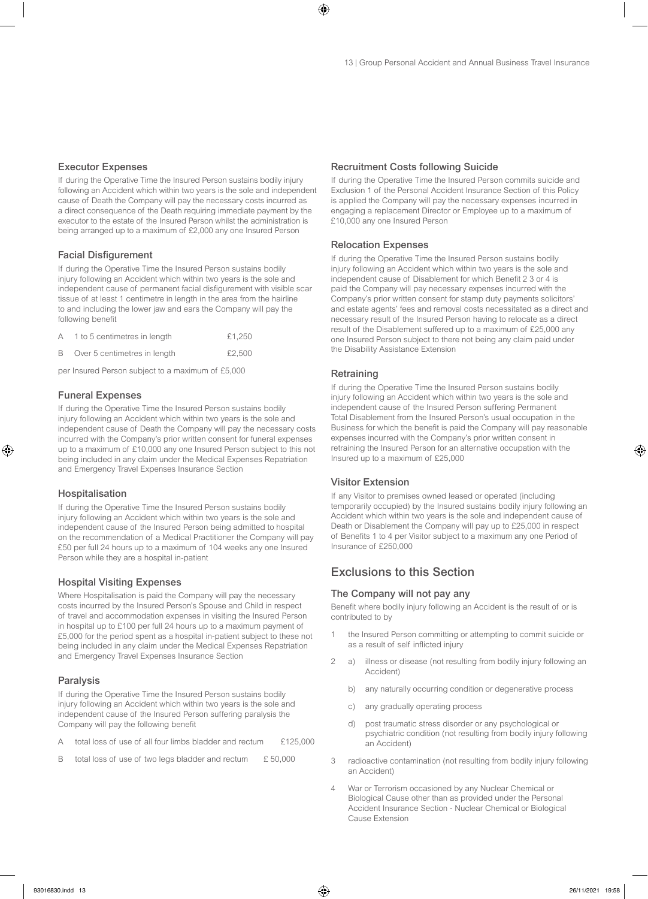### Executor Expenses

If during the Operative Time the Insured Person sustains bodily injury following an Accident which within two years is the sole and independent cause of Death the Company will pay the necessary costs incurred as a direct consequence of the Death requiring immediate payment by the executor to the estate of the Insured Person whilst the administration is being arranged up to a maximum of £2,000 any one Insured Person

### Facial Disfigurement

If during the Operative Time the Insured Person sustains bodily injury following an Accident which within two years is the sole and independent cause of permanent facial disfigurement with visible scar tissue of at least 1 centimetre in length in the area from the hairline to and including the lower jaw and ears the Company will pay the following benefit

| | | |
|---|---|---|
| A | 1 to 5 centimetres in length | £1,250 |
| B | Over 5 centimetres in length | £2,500 |

per Insured Person subject to a maximum of £5,000

### Funeral Expenses

If during the Operative Time the Insured Person sustains bodily injury following an Accident which within two years is the sole and independent cause of Death the Company will pay the necessary costs incurred with the Company's prior written consent for funeral expenses up to a maximum of £10,000 any one Insured Person subject to this not being included in any claim under the Medical Expenses Repatriation and Emergency Travel Expenses Insurance Section

### Hospitalisation

If during the Operative Time the Insured Person sustains bodily injury following an Accident which within two years is the sole and independent cause of the Insured Person being admitted to hospital on the recommendation of a Medical Practitioner the Company will pay £50 per full 24 hours up to a maximum of 104 weeks any one Insured Person while they are a hospital in-patient

### Hospital Visiting Expenses

Where Hospitalisation is paid the Company will pay the necessary costs incurred by the Insured Person's Spouse and Child in respect of travel and accommodation expenses in visiting the Insured Person in hospital up to £100 per full 24 hours up to a maximum payment of £5,000 for the period spent as a hospital in-patient subject to these not being included in any claim under the Medical Expenses Repatriation and Emergency Travel Expenses Insurance Section

### Paralysis

If during the Operative Time the Insured Person sustains bodily injury following an Accident which within two years is the sole and independent cause of the Insured Person suffering paralysis the Company will pay the following benefit

| | | |
|---|---|---|
| A | total loss of use of all four limbs bladder and rectum | £125,000 |
| B | total loss of use of two legs bladder and rectum | £ 50,000 |

### Recruitment Costs following Suicide

If during the Operative Time the Insured Person commits suicide and Exclusion 1 of the Personal Accident Insurance Section of this Policy is applied the Company will pay the necessary expenses incurred in engaging a replacement Director or Employee up to a maximum of £10,000 any one Insured Person

### Relocation Expenses

If during the Operative Time the Insured Person sustains bodily injury following an Accident which within two years is the sole and independent cause of Disablement for which Benefit 2 3 or 4 is paid the Company will pay necessary expenses incurred with the Company's prior written consent for stamp duty payments solicitors' and estate agents' fees and removal costs necessitated as a direct and necessary result of the Insured Person having to relocate as a direct result of the Disablement suffered up to a maximum of £25,000 any one Insured Person subject to there not being any claim paid under the Disability Assistance Extension

### Retraining

If during the Operative Time the Insured Person sustains bodily injury following an Accident which within two years is the sole and independent cause of the Insured Person suffering Permanent Total Disablement from the Insured Person's usual occupation in the Business for which the benefit is paid the Company will pay reasonable expenses incurred with the Company's prior written consent in retraining the Insured Person for an alternative occupation with the Insured up to a maximum of £25,000

### Visitor Extension

If any Visitor to premises owned leased or operated (including temporarily occupied) by the Insured sustains bodily injury following an Accident which within two years is the sole and independent cause of Death or Disablement the Company will pay up to £25,000 in respect of Benefits 1 to 4 per Visitor subject to a maximum any one Period of Insurance of £250,000

## Exclusions to this Section

### The Company will not pay any

Benefit where bodily injury following an Accident is the result of or is contributed to by

1. the Insured Person committing or attempting to commit suicide or as a result of self inflicted injury
2. a) illness or disease (not resulting from bodily injury following an Accident)

   b) any naturally occurring condition or degenerative process

   c) any gradually operating process

   d) post traumatic stress disorder or any psychological or psychiatric condition (not resulting from bodily injury following an Accident)
3. radioactive contamination (not resulting from bodily injury following an Accident)
4. War or Terrorism occasioned by any Nuclear Chemical or Biological Cause other than as provided under the Personal Accident Insurance Section - Nuclear Chemical or Biological Cause Extension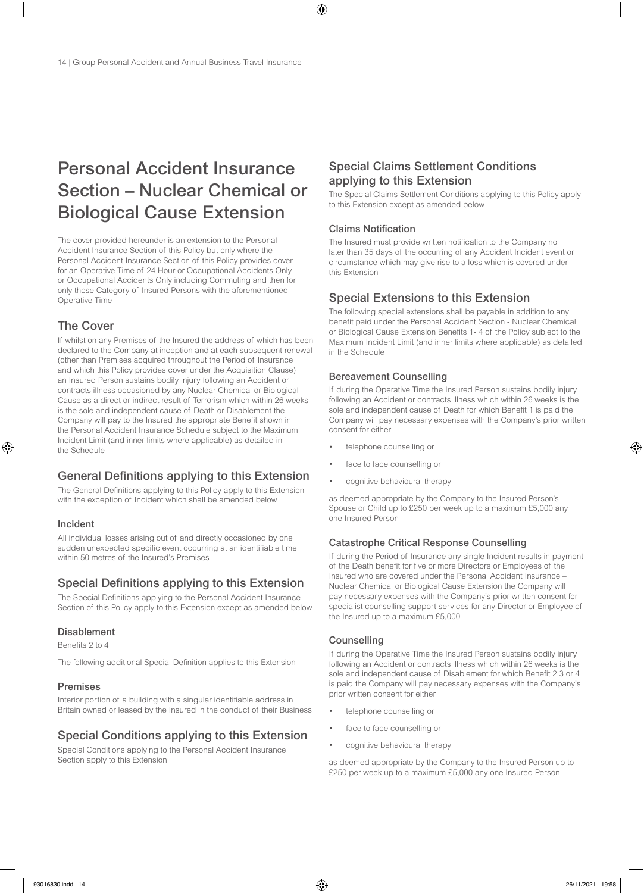# Personal Accident Insurance Section – Nuclear Chemical or Biological Cause Extension

The cover provided hereunder is an extension to the Personal Accident Insurance Section of this Policy but only where the Personal Accident Insurance Section of this Policy provides cover for an Operative Time of 24 Hour or Occupational Accidents Only or Occupational Accidents Only including Commuting and then for only those Category of Insured Persons with the aforementioned Operative Time

## The Cover

If whilst on any Premises of the Insured the address of which has been declared to the Company at inception and at each subsequent renewal (other than Premises acquired throughout the Period of Insurance and which this Policy provides cover under the Acquisition Clause) an Insured Person sustains bodily injury following an Accident or contracts illness occasioned by any Nuclear Chemical or Biological Cause as a direct or indirect result of Terrorism which within 26 weeks is the sole and independent cause of Death or Disablement the Company will pay to the Insured the appropriate Benefit shown in the Personal Accident Insurance Schedule subject to the Maximum Incident Limit (and inner limits where applicable) as detailed in the Schedule

## General Definitions applying to this Extension

The General Definitions applying to this Policy apply to this Extension with the exception of Incident which shall be amended below

### Incident

All individual losses arising out of and directly occasioned by one sudden unexpected specific event occurring at an identifiable time within 50 metres of the Insured's Premises

## Special Definitions applying to this Extension

The Special Definitions applying to the Personal Accident Insurance Section of this Policy apply to this Extension except as amended below

### Disablement

Benefits 2 to 4

The following additional Special Definition applies to this Extension

### Premises

Interior portion of a building with a singular identifiable address in Britain owned or leased by the Insured in the conduct of their Business

## Special Conditions applying to this Extension

Special Conditions applying to the Personal Accident Insurance Section apply to this Extension

## Special Claims Settlement Conditions applying to this Extension

The Special Claims Settlement Conditions applying to this Policy apply to this Extension except as amended below

### Claims Notification

The Insured must provide written notification to the Company no later than 35 days of the occurring of any Accident Incident event or circumstance which may give rise to a loss which is covered under this Extension

## Special Extensions to this Extension

The following special extensions shall be payable in addition to any benefit paid under the Personal Accident Section - Nuclear Chemical or Biological Cause Extension Benefits 1- 4 of the Policy subject to the Maximum Incident Limit (and inner limits where applicable) as detailed in the Schedule

### Bereavement Counselling

If during the Operative Time the Insured Person sustains bodily injury following an Accident or contracts illness which within 26 weeks is the sole and independent cause of Death for which Benefit 1 is paid the Company will pay necessary expenses with the Company's prior written consent for either

- telephone counselling or
- face to face counselling or
- cognitive behavioural therapy

as deemed appropriate by the Company to the Insured Person's Spouse or Child up to £250 per week up to a maximum £5,000 any one Insured Person

### Catastrophe Critical Response Counselling

If during the Period of Insurance any single Incident results in payment of the Death benefit for five or more Directors or Employees of the Insured who are covered under the Personal Accident Insurance – Nuclear Chemical or Biological Cause Extension the Company will pay necessary expenses with the Company's prior written consent for specialist counselling support services for any Director or Employee of the Insured up to a maximum £5,000

### Counselling

If during the Operative Time the Insured Person sustains bodily injury following an Accident or contracts illness which within 26 weeks is the sole and independent cause of Disablement for which Benefit 2 3 or 4 is paid the Company will pay necessary expenses with the Company's prior written consent for either

- telephone counselling or
- face to face counselling or
- cognitive behavioural therapy

as deemed appropriate by the Company to the Insured Person up to £250 per week up to a maximum £5,000 any one Insured Person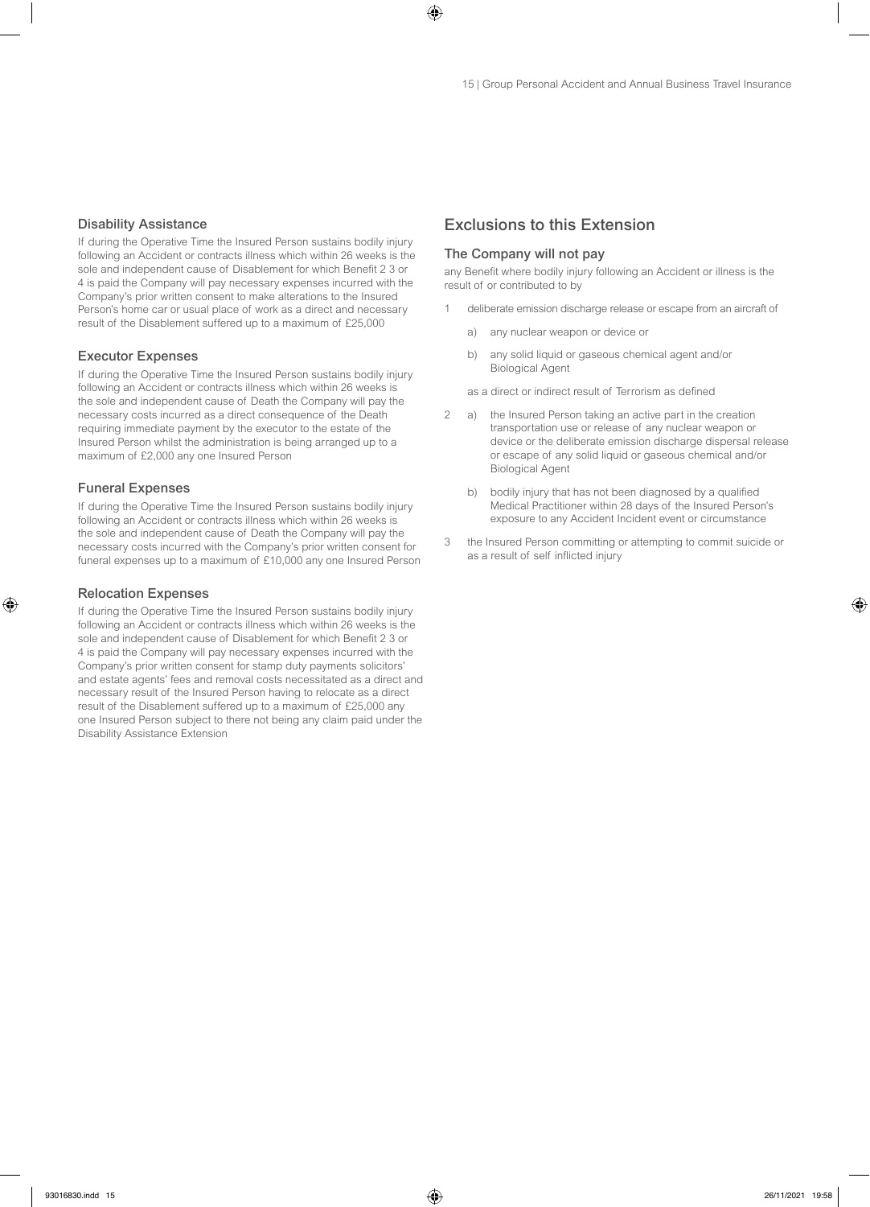### Disability Assistance

If during the Operative Time the Insured Person sustains bodily injury following an Accident or contracts illness which within 26 weeks is the sole and independent cause of Disablement for which Benefit 2 3 or 4 is paid the Company will pay necessary expenses incurred with the Company's prior written consent to make alterations to the Insured Person's home car or usual place of work as a direct and necessary result of the Disablement suffered up to a maximum of £25,000

### Executor Expenses

If during the Operative Time the Insured Person sustains bodily injury following an Accident or contracts illness which within 26 weeks is the sole and independent cause of Death the Company will pay the necessary costs incurred as a direct consequence of the Death requiring immediate payment by the executor to the estate of the Insured Person whilst the administration is being arranged up to a maximum of £2,000 any one Insured Person

### Funeral Expenses

If during the Operative Time the Insured Person sustains bodily injury following an Accident or contracts illness which within 26 weeks is the sole and independent cause of Death the Company will pay the necessary costs incurred with the Company's prior written consent for funeral expenses up to a maximum of £10,000 any one Insured Person

### Relocation Expenses

If during the Operative Time the Insured Person sustains bodily injury following an Accident or contracts illness which within 26 weeks is the sole and independent cause of Disablement for which Benefit 2 3 or 4 is paid the Company will pay necessary expenses incurred with the Company's prior written consent for stamp duty payments solicitors' and estate agents' fees and removal costs necessitated as a direct and necessary result of the Insured Person having to relocate as a direct result of the Disablement suffered up to a maximum of £25,000 any one Insured Person subject to there not being any claim paid under the Disability Assistance Extension

## Exclusions to this Extension

### The Company will not pay

any Benefit where bodily injury following an Accident or illness is the result of or contributed to by

1. deliberate emission discharge release or escape from an aircraft of
   a) any nuclear weapon or device or
   b) any solid liquid or gaseous chemical agent and/or Biological Agent

   as a direct or indirect result of Terrorism as defined

2. a) the Insured Person taking an active part in the creation transportation use or release of any nuclear weapon or device or the deliberate emission discharge dispersal release or escape of any solid liquid or gaseous chemical and/or Biological Agent
   b) bodily injury that has not been diagnosed by a qualified Medical Practitioner within 28 days of the Insured Person's exposure to any Accident Incident event or circumstance

3. the Insured Person committing or attempting to commit suicide or as a result of self inflicted injury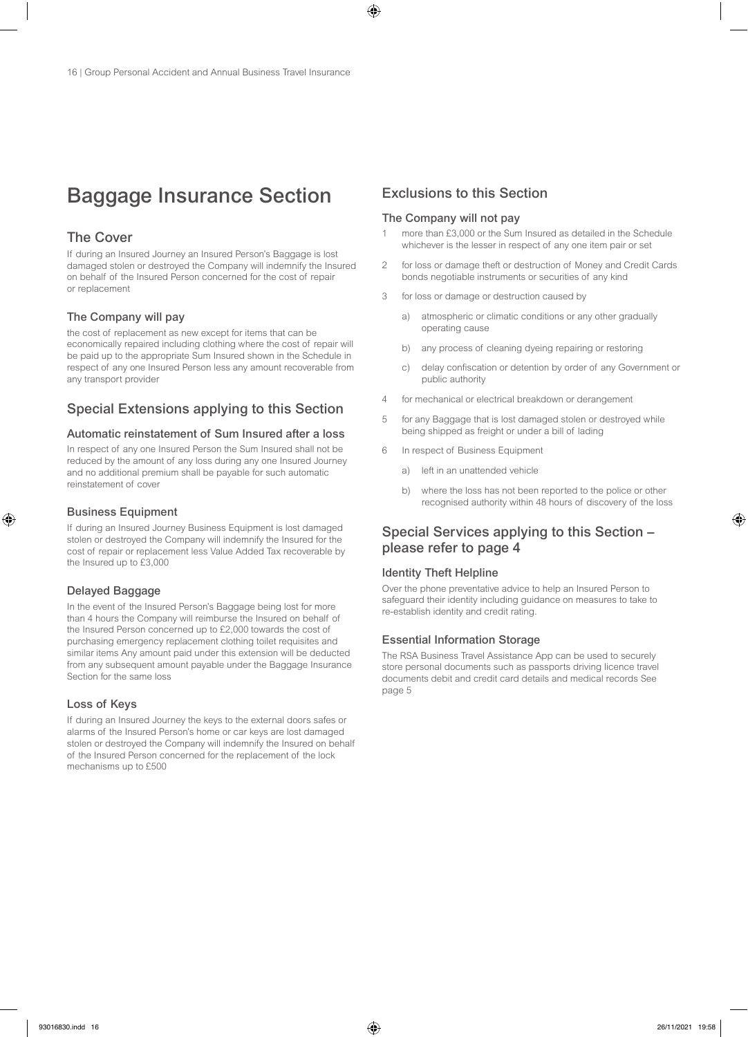# Baggage Insurance Section

## The Cover

If during an Insured Journey an Insured Person's Baggage is lost damaged stolen or destroyed the Company will indemnify the Insured on behalf of the Insured Person concerned for the cost of repair or replacement

### The Company will pay

the cost of replacement as new except for items that can be economically repaired including clothing where the cost of repair will be paid up to the appropriate Sum Insured shown in the Schedule in respect of any one Insured Person less any amount recoverable from any transport provider

## Special Extensions applying to this Section

### Automatic reinstatement of Sum Insured after a loss

In respect of any one Insured Person the Sum Insured shall not be reduced by the amount of any loss during any one Insured Journey and no additional premium shall be payable for such automatic reinstatement of cover

### Business Equipment

If during an Insured Journey Business Equipment is lost damaged stolen or destroyed the Company will indemnify the Insured for the cost of repair or replacement less Value Added Tax recoverable by the Insured up to £3,000

### Delayed Baggage

In the event of the Insured Person's Baggage being lost for more than 4 hours the Company will reimburse the Insured on behalf of the Insured Person concerned up to £2,000 towards the cost of purchasing emergency replacement clothing toilet requisites and similar items Any amount paid under this extension will be deducted from any subsequent amount payable under the Baggage Insurance Section for the same loss

### Loss of Keys

If during an Insured Journey the keys to the external doors safes or alarms of the Insured Person's home or car keys are lost damaged stolen or destroyed the Company will indemnify the Insured on behalf of the Insured Person concerned for the replacement of the lock mechanisms up to £500

## Exclusions to this Section

### The Company will not pay

1 more than £3,000 or the Sum Insured as detailed in the Schedule whichever is the lesser in respect of any one item pair or set

2 for loss or damage theft or destruction of Money and Credit Cards bonds negotiable instruments or securities of any kind

3 for loss or damage or destruction caused by

   a) atmospheric or climatic conditions or any other gradually operating cause

   b) any process of cleaning dyeing repairing or restoring

   c) delay confiscation or detention by order of any Government or public authority

4 for mechanical or electrical breakdown or derangement

5 for any Baggage that is lost damaged stolen or destroyed while being shipped as freight or under a bill of lading

6 In respect of Business Equipment

   a) left in an unattended vehicle

   b) where the loss has not been reported to the police or other recognised authority within 48 hours of discovery of the loss

## Special Services applying to this Section – please refer to page 4

### Identity Theft Helpline

Over the phone preventative advice to help an Insured Person to safeguard their identity including guidance on measures to take to re-establish identity and credit rating.

### Essential Information Storage

The RSA Business Travel Assistance App can be used to securely store personal documents such as passports driving licence travel documents debit and credit card details and medical records See page 5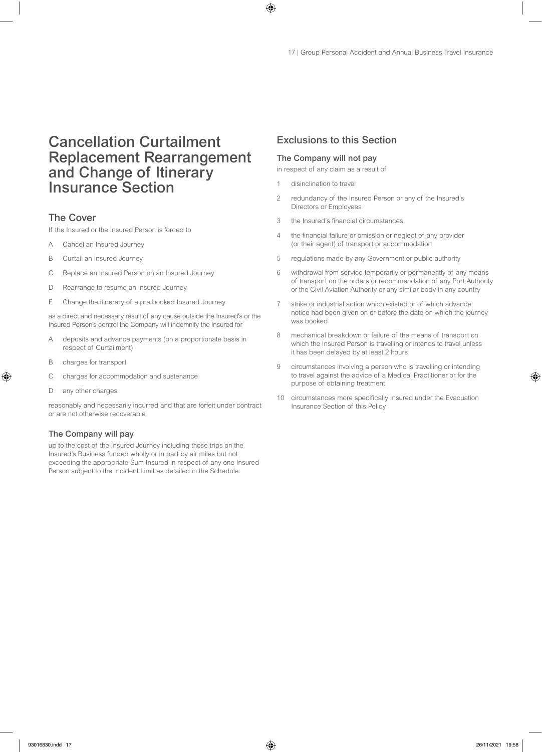# Cancellation Curtailment Replacement Rearrangement and Change of Itinerary Insurance Section

## The Cover

If the Insured or the Insured Person is forced to

A Cancel an Insured Journey

B Curtail an Insured Journey

C Replace an Insured Person on an Insured Journey

D Rearrange to resume an Insured Journey

E Change the itinerary of a pre booked Insured Journey

as a direct and necessary result of any cause outside the Insured's or the Insured Person's control the Company will indemnify the Insured for

A deposits and advance payments (on a proportionate basis in respect of Curtailment)

B charges for transport

C charges for accommodation and sustenance

D any other charges

reasonably and necessarily incurred and that are forfeit under contract or are not otherwise recoverable

### The Company will pay

up to the cost of the Insured Journey including those trips on the Insured's Business funded wholly or in part by air miles but not exceeding the appropriate Sum Insured in respect of any one Insured Person subject to the Incident Limit as detailed in the Schedule

## Exclusions to this Section

### The Company will not pay

in respect of any claim as a result of

1. disinclination to travel
2. redundancy of the Insured Person or any of the Insured's Directors or Employees
3. the Insured's financial circumstances
4. the financial failure or omission or neglect of any provider (or their agent) of transport or accommodation
5. regulations made by any Government or public authority
6. withdrawal from service temporarily or permanently of any means of transport on the orders or recommendation of any Port Authority or the Civil Aviation Authority or any similar body in any country
7. strike or industrial action which existed or of which advance notice had been given on or before the date on which the journey was booked
8. mechanical breakdown or failure of the means of transport on which the Insured Person is travelling or intends to travel unless it has been delayed by at least 2 hours
9. circumstances involving a person who is travelling or intending to travel against the advice of a Medical Practitioner or for the purpose of obtaining treatment
10. circumstances more specifically Insured under the Evacuation Insurance Section of this Policy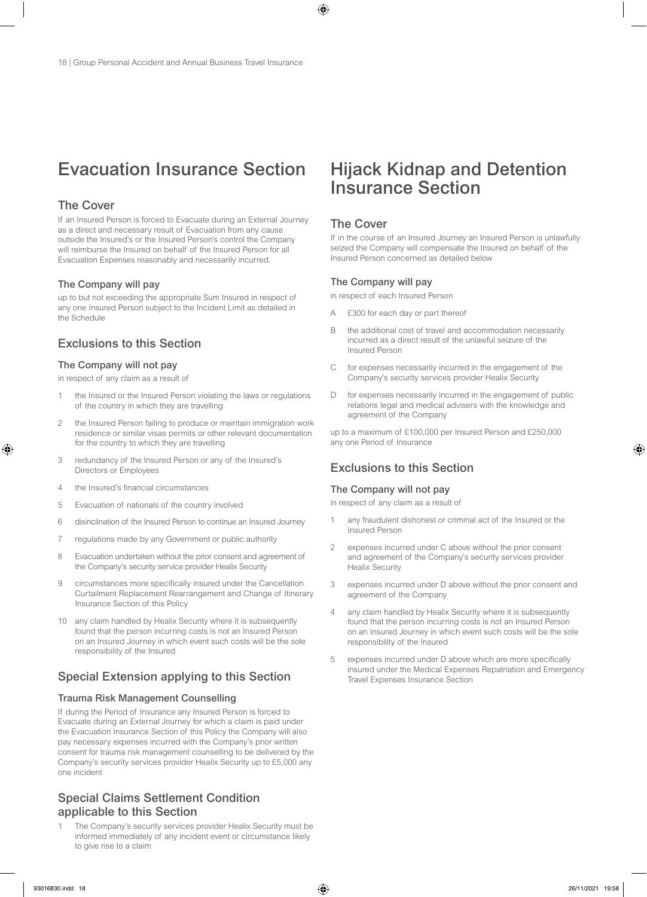# Evacuation Insurance Section

## The Cover

If an Insured Person is forced to Evacuate during an External Journey as a direct and necessary result of Evacuation from any cause outside the Insured's or the Insured Person's control the Company will reimburse the Insured on behalf of the Insured Person for all Evacuation Expenses reasonably and necessarily incurred.

### The Company will pay

up to but not exceeding the appropriate Sum Insured in respect of any one Insured Person subject to the Incident Limit as detailed in the Schedule

## Exclusions to this Section

### The Company will not pay

in respect of any claim as a result of

1. the Insured or the Insured Person violating the laws or regulations of the country in which they are travelling
2. the Insured Person failing to produce or maintain immigration work residence or similar visas permits or other relevant documentation for the country to which they are travelling
3. redundancy of the Insured Person or any of the Insured's Directors or Employees
4. the Insured's financial circumstances
5. Evacuation of nationals of the country involved
6. disinclination of the Insured Person to continue an Insured Journey
7. regulations made by any Government or public authority
8. Evacuation undertaken without the prior consent and agreement of the Company's security service provider Healix Security
9. circumstances more specifically insured under the Cancellation Curtailment Replacement Rearrangement and Change of Itinerary Insurance Section of this Policy
10. any claim handled by Healix Security where it is subsequently found that the person incurring costs is not an Insured Person on an Insured Journey in which event such costs will be the sole responsibility of the Insured

## Special Extension applying to this Section

### Trauma Risk Management Counselling

If during the Period of Insurance any Insured Person is forced to Evacuate during an External Journey for which a claim is paid under the Evacuation Insurance Section of this Policy the Company will also pay necessary expenses incurred with the Company's prior written consent for trauma risk management counselling to be delivered by the Company's security services provider Healix Security up to £5,000 any one incident

## Special Claims Settlement Condition applicable to this Section

1. The Company's security services provider Healix Security must be informed immediately of any incident event or circumstance likely to give rise to a claim

# Hijack Kidnap and Detention Insurance Section

## The Cover

If in the course of an Insured Journey an Insured Person is unlawfully seized the Company will compensate the Insured on behalf of the Insured Person concerned as detailed below

### The Company will pay

in respect of each Insured Person

A. £300 for each day or part thereof
B. the additional cost of travel and accommodation necessarily incurred as a direct result of the unlawful seizure of the Insured Person
C. for expenses necessarily incurred in the engagement of the Company's security services provider Healix Security
D. for expenses necessarily incurred in the engagement of public relations legal and medical advisers with the knowledge and agreement of the Company

up to a maximum of £100,000 per Insured Person and £250,000 any one Period of Insurance

## Exclusions to this Section

### The Company will not pay

in respect of any claim as a result of

1. any fraudulent dishonest or criminal act of the Insured or the Insured Person
2. expenses incurred under C above without the prior consent and agreement of the Company's security services provider Healix Security
3. expenses incurred under D above without the prior consent and agreement of the Company
4. any claim handled by Healix Security where it is subsequently found that the person incurring costs is not an Insured Person on an Insured Journey in which event such costs will be the sole responsibility of the Insured
5. expenses incurred under D above which are more specifically insured under the Medical Expenses Repatriation and Emergency Travel Expenses Insurance Section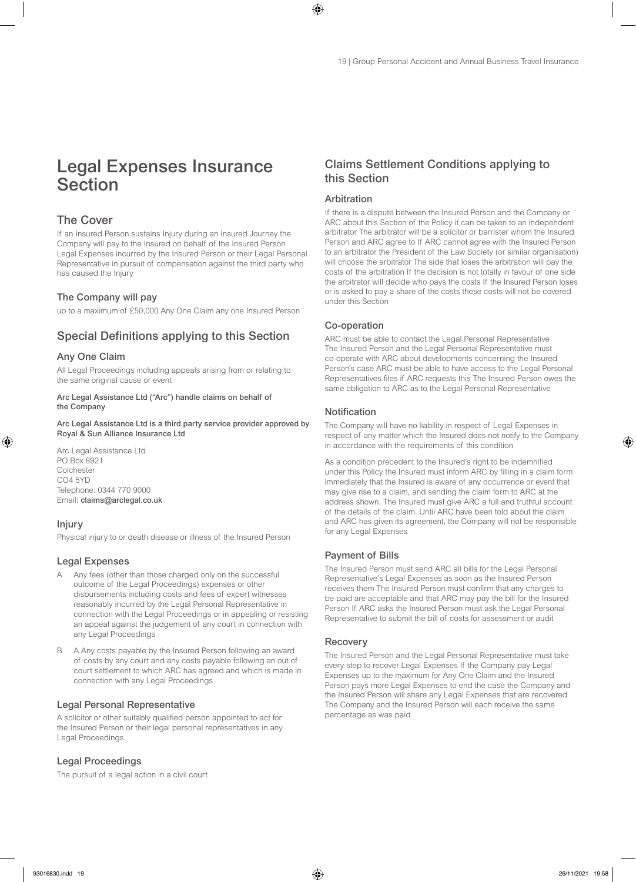# Legal Expenses Insurance Section

## The Cover

If an Insured Person sustains Injury during an Insured Journey the Company will pay to the Insured on behalf of the Insured Person Legal Expenses incurred by the Insured Person or their Legal Personal Representative in pursuit of compensation against the third party who has caused the Injury

## The Company will pay

up to a maximum of £50,000 Any One Claim any one Insured Person

## Special Definitions applying to this Section

### Any One Claim

All Legal Proceedings including appeals arising from or relating to the same original cause or event

**Arc Legal Assistance Ltd ("Arc") handle claims on behalf of the Company**

**Arc Legal Assistance Ltd is a third party service provider approved by Royal & Sun Alliance Insurance Ltd**

Arc Legal Assistance Ltd
PO Box 8921
Colchester
CO4 5YD
Telephone: 0344 770 9000
Email: **claims@arclegal.co.uk**

### Injury

Physical injury to or death disease or illness of the Insured Person

### Legal Expenses

A Any fees (other than those charged only on the successful outcome of the Legal Proceedings) expenses or other disbursements including costs and fees of expert witnesses reasonably incurred by the Legal Personal Representative in connection with the Legal Proceedings or in appealing or resisting an appeal against the judgement of any court in connection with any Legal Proceedings

B A Any costs payable by the Insured Person following an award of costs by any court and any costs payable following an out of court settlement to which ARC has agreed and which is made in connection with any Legal Proceedings

### Legal Personal Representative

A solicitor or other suitably qualified person appointed to act for the Insured Person or their legal personal representatives in any Legal Proceedings

### Legal Proceedings

The pursuit of a legal action in a civil court

## Claims Settlement Conditions applying to this Section

### Arbitration

If there is a dispute between the Insured Person and the Company or ARC about this Section of the Policy it can be taken to an independent arbitrator The arbitrator will be a solicitor or barrister whom the Insured Person and ARC agree to If ARC cannot agree with the Insured Person to an arbitrator the President of the Law Society (or similar organisation) will choose the arbitrator The side that loses the arbitration will pay the costs of the arbitration If the decision is not totally in favour of one side the arbitrator will decide who pays the costs If the Insured Person loses or is asked to pay a share of the costs these costs will not be covered under this Section

### Co-operation

ARC must be able to contact the Legal Personal Representative The Insured Person and the Legal Personal Representative must co-operate with ARC about developments concerning the Insured Person's case ARC must be able to have access to the Legal Personal Representatives files if ARC requests this The Insured Person owes the same obligation to ARC as to the Legal Personal Representative

### Notification

The Company will have no liability in respect of Legal Expenses in respect of any matter which the Insured does not notify to the Company in accordance with the requirements of this condition

As a condition precedent to the Insured's right to be indemnified under this Policy the Insured must inform ARC by filling in a claim form immediately that the Insured is aware of any occurrence or event that may give rise to a claim, and sending the claim form to ARC at the address shown. The Insured must give ARC a full and truthful account of the details of the claim. Until ARC have been told about the claim and ARC has given its agreement, the Company will not be responsible for any Legal Expenses

### Payment of Bills

The Insured Person must send ARC all bills for the Legal Personal Representative's Legal Expenses as soon as the Insured Person receives them The Insured Person must confirm that any charges to be paid are acceptable and that ARC may pay the bill for the Insured Person If ARC asks the Insured Person must ask the Legal Personal Representative to submit the bill of costs for assessment or audit

### Recovery

The Insured Person and the Legal Personal Representative must take every step to recover Legal Expenses If the Company pay Legal Expenses up to the maximum for Any One Claim and the Insured Person pays more Legal Expenses to end the case the Company and the Insured Person will share any Legal Expenses that are recovered The Company and the Insured Person will each receive the same percentage as was paid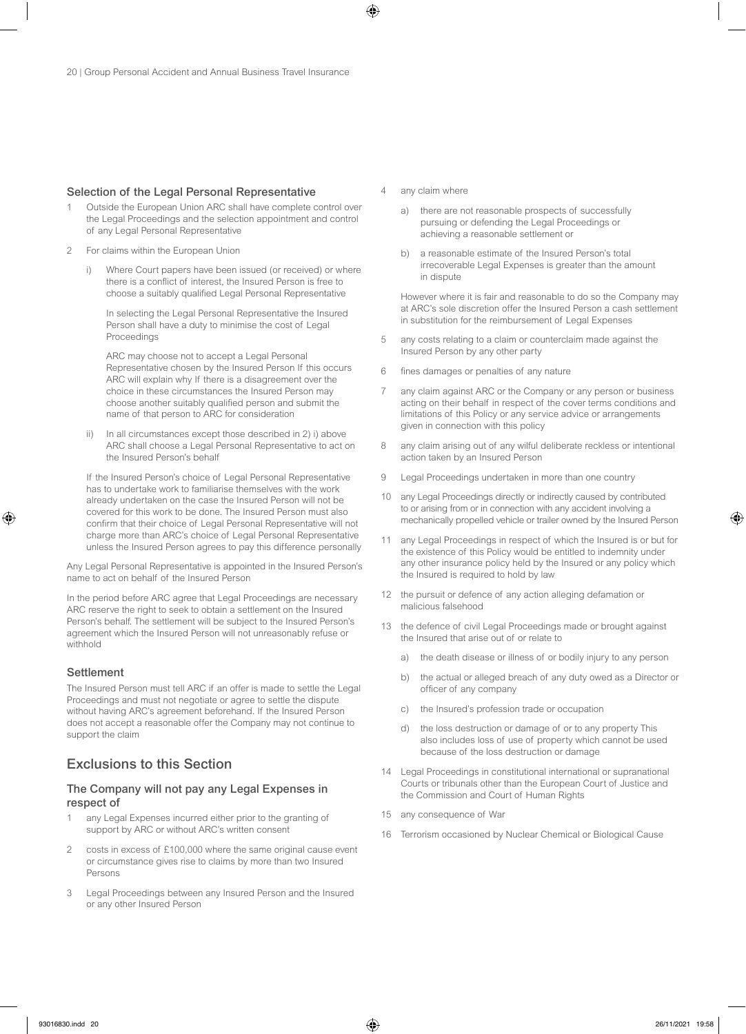### Selection of the Legal Personal Representative

1. Outside the European Union ARC shall have complete control over the Legal Proceedings and the selection appointment and control of any Legal Personal Representative

2. For claims within the European Union

   i) Where Court papers have been issued (or received) or where there is a conflict of interest, the Insured Person is free to choose a suitably qualified Legal Personal Representative

      In selecting the Legal Personal Representative the Insured Person shall have a duty to minimise the cost of Legal Proceedings

      ARC may choose not to accept a Legal Personal Representative chosen by the Insured Person If this occurs ARC will explain why If there is a disagreement over the choice in these circumstances the Insured Person may choose another suitably qualified person and submit the name of that person to ARC for consideration

   ii) In all circumstances except those described in 2) i) above ARC shall choose a Legal Personal Representative to act on the Insured Person's behalf

   If the Insured Person's choice of Legal Personal Representative has to undertake work to familiarise themselves with the work already undertaken on the case the Insured Person will not be covered for this work to be done. The Insured Person must also confirm that their choice of Legal Personal Representative will not charge more than ARC's choice of Legal Personal Representative unless the Insured Person agrees to pay this difference personally

Any Legal Personal Representative is appointed in the Insured Person's name to act on behalf of the Insured Person

In the period before ARC agree that Legal Proceedings are necessary ARC reserve the right to seek to obtain a settlement on the Insured Person's behalf. The settlement will be subject to the Insured Person's agreement which the Insured Person will not unreasonably refuse or withhold

### Settlement

The Insured Person must tell ARC if an offer is made to settle the Legal Proceedings and must not negotiate or agree to settle the dispute without having ARC's agreement beforehand. If the Insured Person does not accept a reasonable offer the Company may not continue to support the claim

## Exclusions to this Section

### The Company will not pay any Legal Expenses in respect of

1. any Legal Expenses incurred either prior to the granting of support by ARC or without ARC's written consent

2. costs in excess of £100,000 where the same original cause event or circumstance gives rise to claims by more than two Insured Persons

3. Legal Proceedings between any Insured Person and the Insured or any other Insured Person

4. any claim where

   a) there are not reasonable prospects of successfully pursuing or defending the Legal Proceedings or achieving a reasonable settlement or

   b) a reasonable estimate of the Insured Person's total irrecoverable Legal Expenses is greater than the amount in dispute

   However where it is fair and reasonable to do so the Company may at ARC's sole discretion offer the Insured Person a cash settlement in substitution for the reimbursement of Legal Expenses

5. any costs relating to a claim or counterclaim made against the Insured Person by any other party

6. fines damages or penalties of any nature

7. any claim against ARC or the Company or any person or business acting on their behalf in respect of the cover terms conditions and limitations of this Policy or any service advice or arrangements given in connection with this policy

8. any claim arising out of any wilful deliberate reckless or intentional action taken by an Insured Person

9. Legal Proceedings undertaken in more than one country

10. any Legal Proceedings directly or indirectly caused by contributed to or arising from or in connection with any accident involving a mechanically propelled vehicle or trailer owned by the Insured Person

11. any Legal Proceedings in respect of which the Insured is or but for the existence of this Policy would be entitled to indemnity under any other insurance policy held by the Insured or any policy which the Insured is required to hold by law

12. the pursuit or defence of any action alleging defamation or malicious falsehood

13. the defence of civil Legal Proceedings made or brought against the Insured that arise out of or relate to

    a) the death disease or illness of or bodily injury to any person

    b) the actual or alleged breach of any duty owed as a Director or officer of any company

    c) the Insured's profession trade or occupation

    d) the loss destruction or damage of or to any property This also includes loss of use of property which cannot be used because of the loss destruction or damage

14. Legal Proceedings in constitutional international or supranational Courts or tribunals other than the European Court of Justice and the Commission and Court of Human Rights

15. any consequence of War

16. Terrorism occasioned by Nuclear Chemical or Biological Cause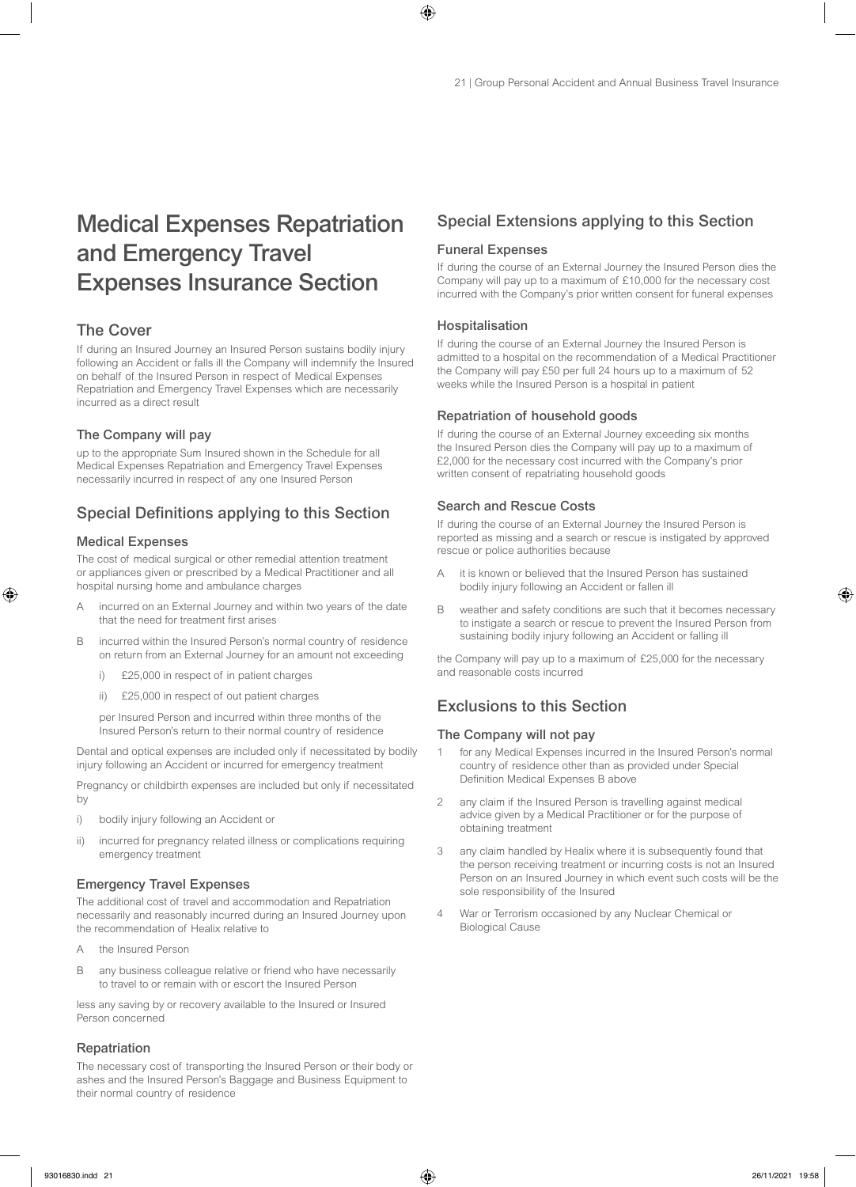# Medical Expenses Repatriation and Emergency Travel Expenses Insurance Section

## The Cover

If during an Insured Journey an Insured Person sustains bodily injury following an Accident or falls ill the Company will indemnify the Insured on behalf of the Insured Person in respect of Medical Expenses Repatriation and Emergency Travel Expenses which are necessarily incurred as a direct result

### The Company will pay

up to the appropriate Sum Insured shown in the Schedule for all Medical Expenses Repatriation and Emergency Travel Expenses necessarily incurred in respect of any one Insured Person

## Special Definitions applying to this Section

### Medical Expenses

The cost of medical surgical or other remedial attention treatment or appliances given or prescribed by a Medical Practitioner and all hospital nursing home and ambulance charges

A incurred on an External Journey and within two years of the date that the need for treatment first arises

B incurred within the Insured Person's normal country of residence on return from an External Journey for an amount not exceeding

i) £25,000 in respect of in patient charges

ii) £25,000 in respect of out patient charges

per Insured Person and incurred within three months of the Insured Person's return to their normal country of residence

Dental and optical expenses are included only if necessitated by bodily injury following an Accident or incurred for emergency treatment

Pregnancy or childbirth expenses are included but only if necessitated by

i) bodily injury following an Accident or

ii) incurred for pregnancy related illness or complications requiring emergency treatment

### Emergency Travel Expenses

The additional cost of travel and accommodation and Repatriation necessarily and reasonably incurred during an Insured Journey upon the recommendation of Healix relative to

A the Insured Person

B any business colleague relative or friend who have necessarily to travel to or remain with or escort the Insured Person

less any saving by or recovery available to the Insured or Insured Person concerned

### Repatriation

The necessary cost of transporting the Insured Person or their body or ashes and the Insured Person's Baggage and Business Equipment to their normal country of residence

## Special Extensions applying to this Section

### Funeral Expenses

If during the course of an External Journey the Insured Person dies the Company will pay up to a maximum of £10,000 for the necessary cost incurred with the Company's prior written consent for funeral expenses

### Hospitalisation

If during the course of an External Journey the Insured Person is admitted to a hospital on the recommendation of a Medical Practitioner the Company will pay £50 per full 24 hours up to a maximum of 52 weeks while the Insured Person is a hospital in patient

### Repatriation of household goods

If during the course of an External Journey exceeding six months the Insured Person dies the Company will pay up to a maximum of £2,000 for the necessary cost incurred with the Company's prior written consent of repatriating household goods

### Search and Rescue Costs

If during the course of an External Journey the Insured Person is reported as missing and a search or rescue is instigated by approved rescue or police authorities because

A it is known or believed that the Insured Person has sustained bodily injury following an Accident or fallen ill

B weather and safety conditions are such that it becomes necessary to instigate a search or rescue to prevent the Insured Person from sustaining bodily injury following an Accident or falling ill

the Company will pay up to a maximum of £25,000 for the necessary and reasonable costs incurred

## Exclusions to this Section

### The Company will not pay

1 for any Medical Expenses incurred in the Insured Person's normal country of residence other than as provided under Special Definition Medical Expenses B above

2 any claim if the Insured Person is travelling against medical advice given by a Medical Practitioner or for the purpose of obtaining treatment

3 any claim handled by Healix where it is subsequently found that the person receiving treatment or incurring costs is not an Insured Person on an Insured Journey in which event such costs will be the sole responsibility of the Insured

4 War or Terrorism occasioned by any Nuclear Chemical or Biological Cause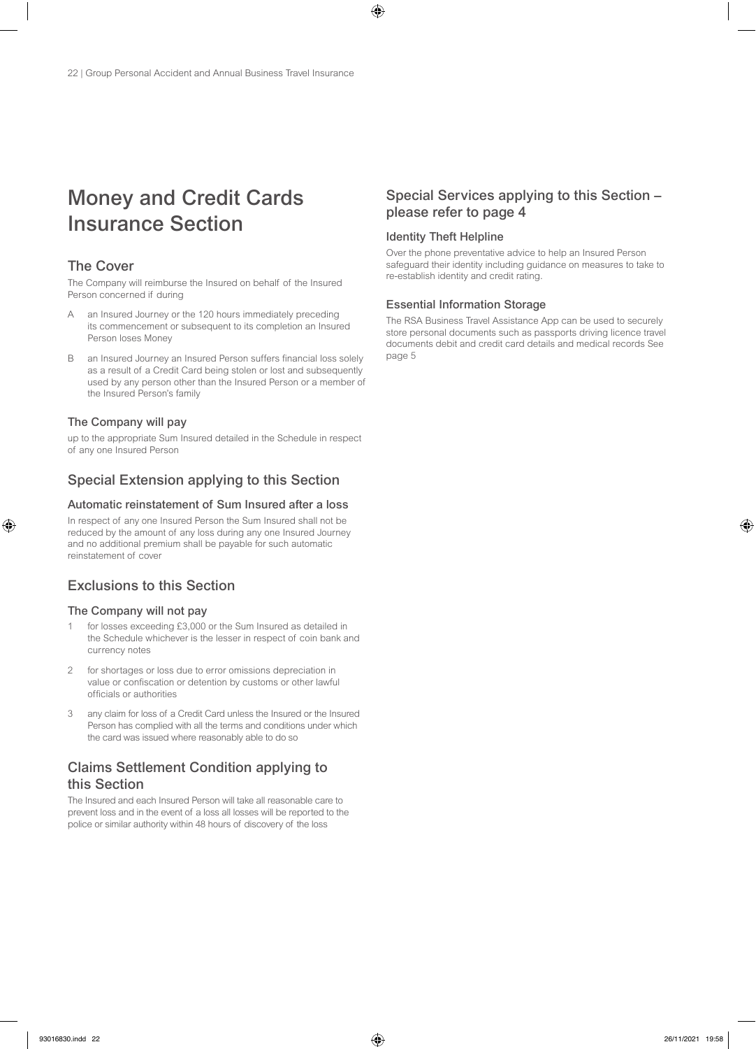# Money and Credit Cards Insurance Section

## The Cover

The Company will reimburse the Insured on behalf of the Insured Person concerned if during

A an Insured Journey or the 120 hours immediately preceding its commencement or subsequent to its completion an Insured Person loses Money

B an Insured Journey an Insured Person suffers financial loss solely as a result of a Credit Card being stolen or lost and subsequently used by any person other than the Insured Person or a member of the Insured Person's family

### The Company will pay

up to the appropriate Sum Insured detailed in the Schedule in respect of any one Insured Person

## Special Extension applying to this Section

### Automatic reinstatement of Sum Insured after a loss

In respect of any one Insured Person the Sum Insured shall not be reduced by the amount of any loss during any one Insured Journey and no additional premium shall be payable for such automatic reinstatement of cover

## Exclusions to this Section

### The Company will not pay

1 for losses exceeding £3,000 or the Sum Insured as detailed in the Schedule whichever is the lesser in respect of coin bank and currency notes

2 for shortages or loss due to error omissions depreciation in value or confiscation or detention by customs or other lawful officials or authorities

3 any claim for loss of a Credit Card unless the Insured or the Insured Person has complied with all the terms and conditions under which the card was issued where reasonably able to do so

## Claims Settlement Condition applying to this Section

The Insured and each Insured Person will take all reasonable care to prevent loss and in the event of a loss all losses will be reported to the police or similar authority within 48 hours of discovery of the loss

## Special Services applying to this Section – please refer to page 4

### Identity Theft Helpline

Over the phone preventative advice to help an Insured Person safeguard their identity including guidance on measures to take to re-establish identity and credit rating.

### Essential Information Storage

The RSA Business Travel Assistance App can be used to securely store personal documents such as passports driving licence travel documents debit and credit card details and medical records See page 5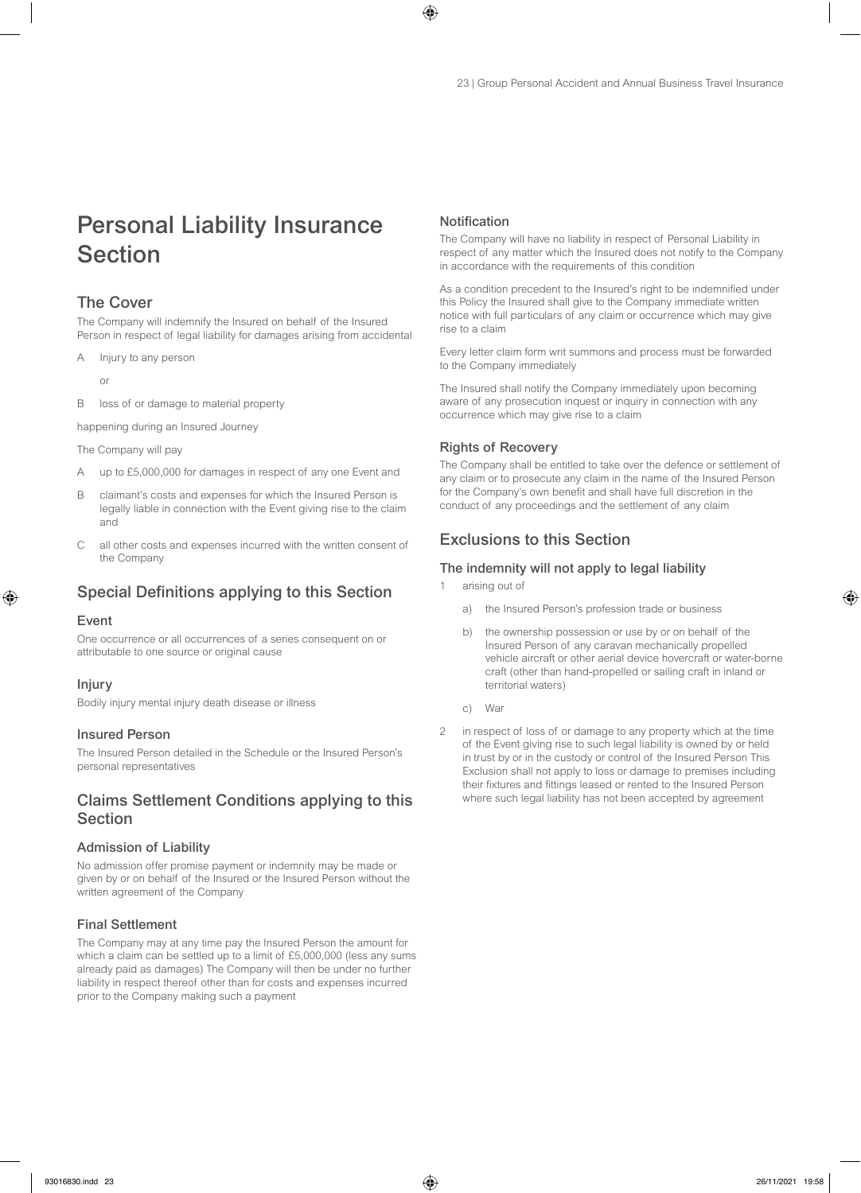# Personal Liability Insurance Section

## The Cover

The Company will indemnify the Insured on behalf of the Insured Person in respect of legal liability for damages arising from accidental

A Injury to any person

or

B loss of or damage to material property

happening during an Insured Journey

The Company will pay

A up to £5,000,000 for damages in respect of any one Event and

B claimant's costs and expenses for which the Insured Person is legally liable in connection with the Event giving rise to the claim and

C all other costs and expenses incurred with the written consent of the Company

## Special Definitions applying to this Section

### Event

One occurrence or all occurrences of a series consequent on or attributable to one source or original cause

### Injury

Bodily injury mental injury death disease or illness

### Insured Person

The Insured Person detailed in the Schedule or the Insured Person's personal representatives

## Claims Settlement Conditions applying to this Section

### Admission of Liability

No admission offer promise payment or indemnity may be made or given by or on behalf of the Insured or the Insured Person without the written agreement of the Company

### Final Settlement

The Company may at any time pay the Insured Person the amount for which a claim can be settled up to a limit of £5,000,000 (less any sums already paid as damages) The Company will then be under no further liability in respect thereof other than for costs and expenses incurred prior to the Company making such a payment

### Notification

The Company will have no liability in respect of Personal Liability in respect of any matter which the Insured does not notify to the Company in accordance with the requirements of this condition

As a condition precedent to the Insured's right to be indemnified under this Policy the Insured shall give to the Company immediate written notice with full particulars of any claim or occurrence which may give rise to a claim

Every letter claim form writ summons and process must be forwarded to the Company immediately

The Insured shall notify the Company immediately upon becoming aware of any prosecution inquest or inquiry in connection with any occurrence which may give rise to a claim

### Rights of Recovery

The Company shall be entitled to take over the defence or settlement of any claim or to prosecute any claim in the name of the Insured Person for the Company's own benefit and shall have full discretion in the conduct of any proceedings and the settlement of any claim

## Exclusions to this Section

### The indemnity will not apply to legal liability

1 arising out of

   a) the Insured Person's profession trade or business

   b) the ownership possession or use by or on behalf of the Insured Person of any caravan mechanically propelled vehicle aircraft or other aerial device hovercraft or water-borne craft (other than hand-propelled or sailing craft in inland or territorial waters)

   c) War

2 in respect of loss of or damage to any property which at the time of the Event giving rise to such legal liability is owned by or held in trust by or in the custody or control of the Insured Person This Exclusion shall not apply to loss or damage to premises including their fixtures and fittings leased or rented to the Insured Person where such legal liability has not been accepted by agreement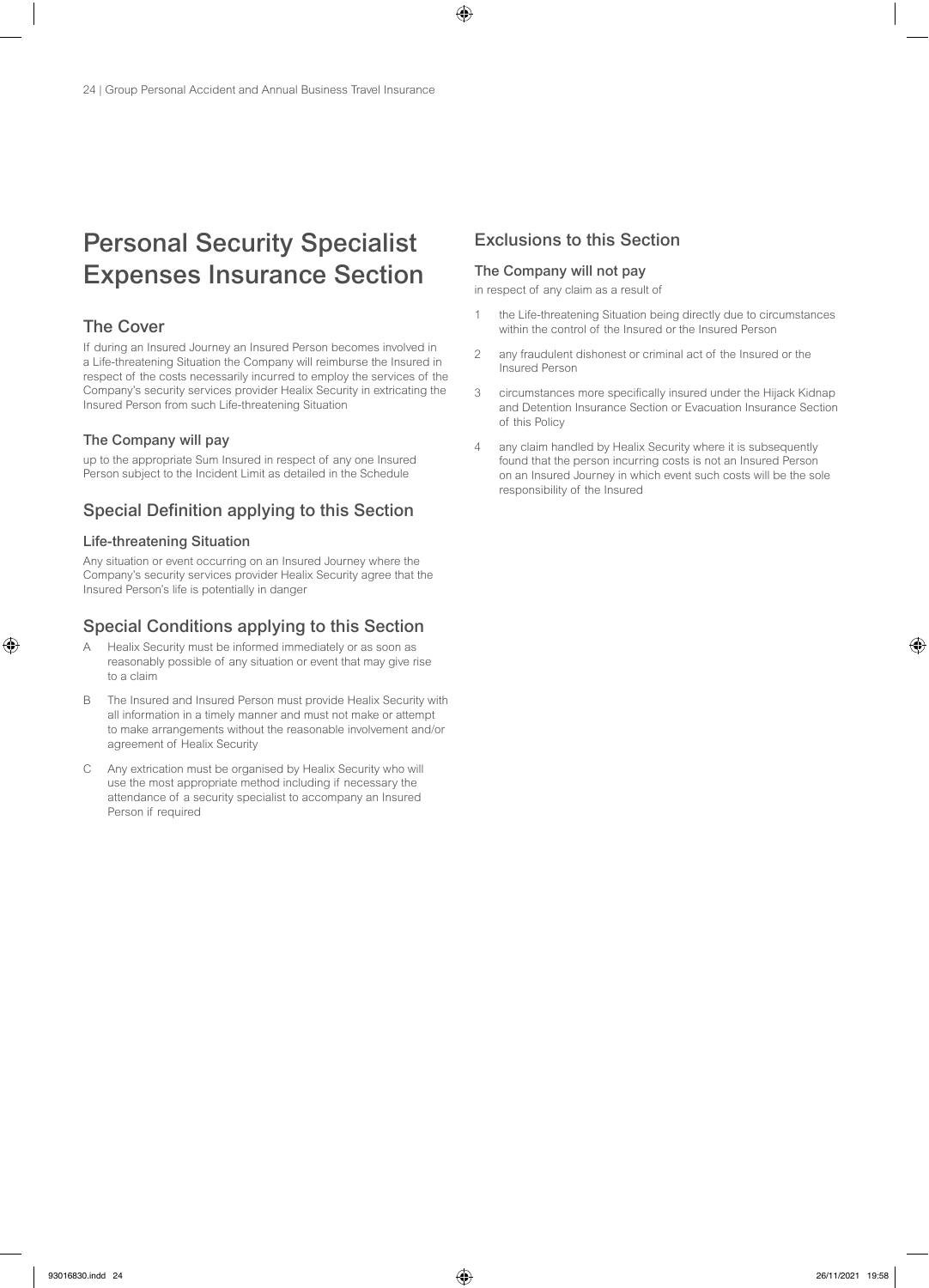# Personal Security Specialist Expenses Insurance Section

## The Cover

If during an Insured Journey an Insured Person becomes involved in a Life-threatening Situation the Company will reimburse the Insured in respect of the costs necessarily incurred to employ the services of the Company's security services provider Healix Security in extricating the Insured Person from such Life-threatening Situation

### The Company will pay

up to the appropriate Sum Insured in respect of any one Insured Person subject to the Incident Limit as detailed in the Schedule

## Special Definition applying to this Section

### Life-threatening Situation

Any situation or event occurring on an Insured Journey where the Company's security services provider Healix Security agree that the Insured Person's life is potentially in danger

## Special Conditions applying to this Section

A Healix Security must be informed immediately or as soon as reasonably possible of any situation or event that may give rise to a claim

B The Insured and Insured Person must provide Healix Security with all information in a timely manner and must not make or attempt to make arrangements without the reasonable involvement and/or agreement of Healix Security

C Any extrication must be organised by Healix Security who will use the most appropriate method including if necessary the attendance of a security specialist to accompany an Insured Person if required

## Exclusions to this Section

### The Company will not pay

in respect of any claim as a result of

1. the Life-threatening Situation being directly due to circumstances within the control of the Insured or the Insured Person
2. any fraudulent dishonest or criminal act of the Insured or the Insured Person
3. circumstances more specifically insured under the Hijack Kidnap and Detention Insurance Section or Evacuation Insurance Section of this Policy
4. any claim handled by Healix Security where it is subsequently found that the person incurring costs is not an Insured Person on an Insured Journey in which event such costs will be the sole responsibility of the Insured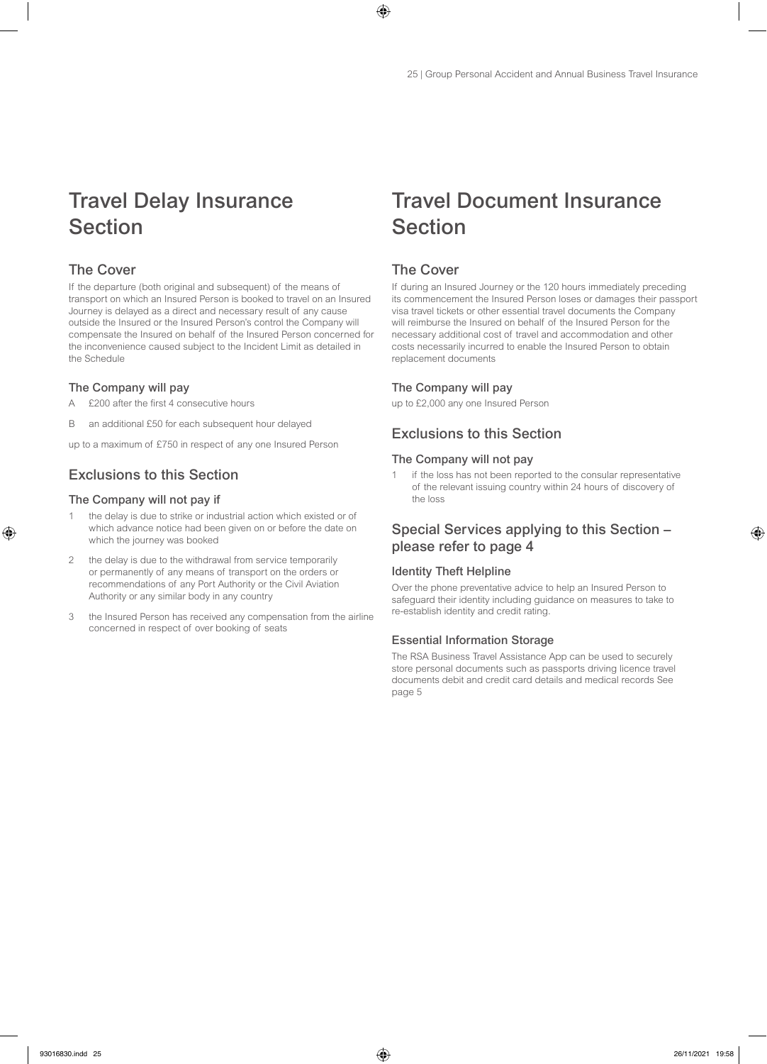# Travel Delay Insurance Section

## The Cover

If the departure (both original and subsequent) of the means of transport on which an Insured Person is booked to travel on an Insured Journey is delayed as a direct and necessary result of any cause outside the Insured or the Insured Person's control the Company will compensate the Insured on behalf of the Insured Person concerned for the inconvenience caused subject to the Incident Limit as detailed in the Schedule

### The Company will pay

A £200 after the first 4 consecutive hours

B an additional £50 for each subsequent hour delayed

up to a maximum of £750 in respect of any one Insured Person

## Exclusions to this Section

### The Company will not pay if

1 the delay is due to strike or industrial action which existed or of which advance notice had been given on or before the date on which the journey was booked

2 the delay is due to the withdrawal from service temporarily or permanently of any means of transport on the orders or recommendations of any Port Authority or the Civil Aviation Authority or any similar body in any country

3 the Insured Person has received any compensation from the airline concerned in respect of over booking of seats

# Travel Document Insurance Section

## The Cover

If during an Insured Journey or the 120 hours immediately preceding its commencement the Insured Person loses or damages their passport visa travel tickets or other essential travel documents the Company will reimburse the Insured on behalf of the Insured Person for the necessary additional cost of travel and accommodation and other costs necessarily incurred to enable the Insured Person to obtain replacement documents

### The Company will pay

up to £2,000 any one Insured Person

## Exclusions to this Section

### The Company will not pay

1 if the loss has not been reported to the consular representative of the relevant issuing country within 24 hours of discovery of the loss

## Special Services applying to this Section – please refer to page 4

### Identity Theft Helpline

Over the phone preventative advice to help an Insured Person to safeguard their identity including guidance on measures to take to re-establish identity and credit rating.

### Essential Information Storage

The RSA Business Travel Assistance App can be used to securely store personal documents such as passports driving licence travel documents debit and credit card details and medical records See page 5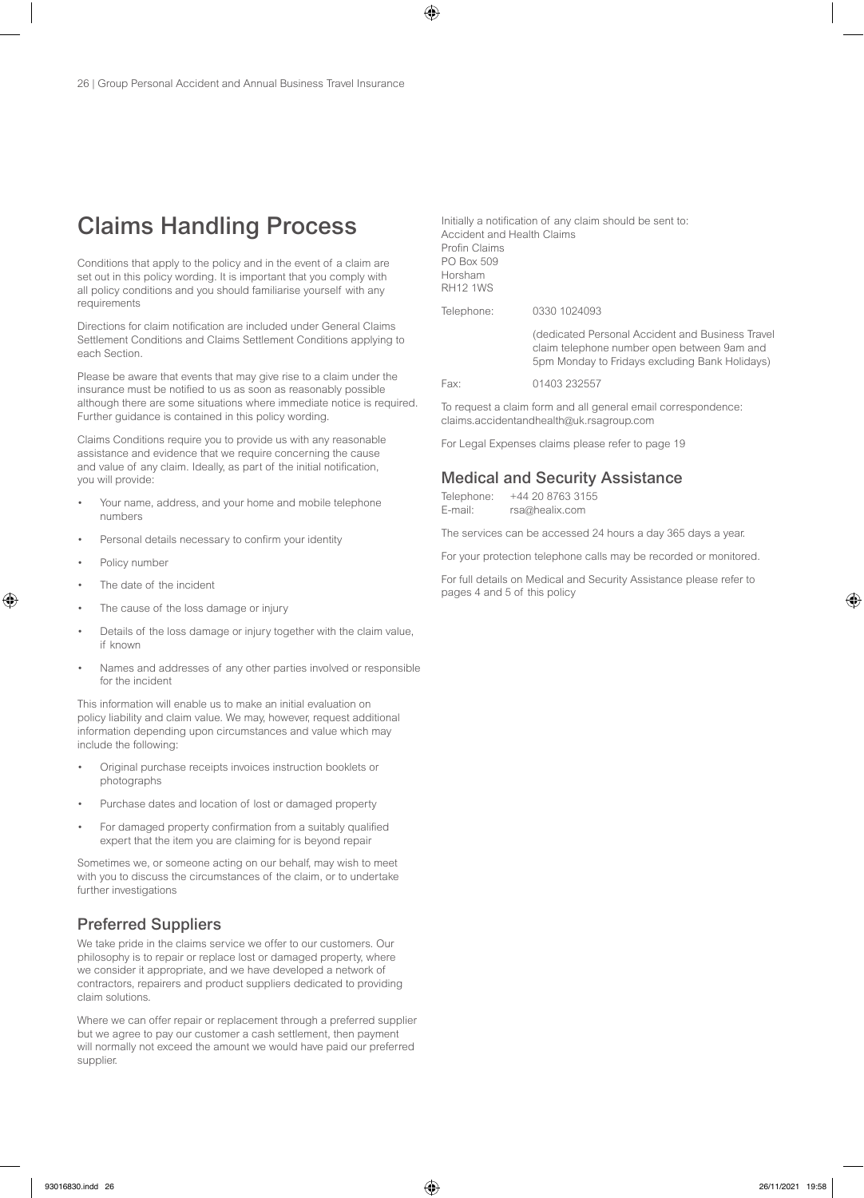# Claims Handling Process

Conditions that apply to the policy and in the event of a claim are set out in this policy wording. It is important that you comply with all policy conditions and you should familiarise yourself with any requirements

Directions for claim notification are included under General Claims Settlement Conditions and Claims Settlement Conditions applying to each Section.

Please be aware that events that may give rise to a claim under the insurance must be notified to us as soon as reasonably possible although there are some situations where immediate notice is required. Further guidance is contained in this policy wording.

Claims Conditions require you to provide us with any reasonable assistance and evidence that we require concerning the cause and value of any claim. Ideally, as part of the initial notification, you will provide:

- Your name, address, and your home and mobile telephone numbers
- Personal details necessary to confirm your identity
- Policy number
- The date of the incident
- The cause of the loss damage or injury
- Details of the loss damage or injury together with the claim value, if known
- Names and addresses of any other parties involved or responsible for the incident

This information will enable us to make an initial evaluation on policy liability and claim value. We may, however, request additional information depending upon circumstances and value which may include the following:

- Original purchase receipts invoices instruction booklets or photographs
- Purchase dates and location of lost or damaged property
- For damaged property confirmation from a suitably qualified expert that the item you are claiming for is beyond repair

Sometimes we, or someone acting on our behalf, may wish to meet with you to discuss the circumstances of the claim, or to undertake further investigations

## Preferred Suppliers

We take pride in the claims service we offer to our customers. Our philosophy is to repair or replace lost or damaged property, where we consider it appropriate, and we have developed a network of contractors, repairers and product suppliers dedicated to providing claim solutions.

Where we can offer repair or replacement through a preferred supplier but we agree to pay our customer a cash settlement, then payment will normally not exceed the amount we would have paid our preferred supplier.

Initially a notification of any claim should be sent to:
Accident and Health Claims
Profin Claims
PO Box 509
Horsham
RH12 1WS

Telephone: 0330 1024093

(dedicated Personal Accident and Business Travel claim telephone number open between 9am and 5pm Monday to Fridays excluding Bank Holidays)

Fax: 01403 232557

To request a claim form and all general email correspondence:
claims.accidentandhealth@uk.rsagroup.com

For Legal Expenses claims please refer to page 19

## Medical and Security Assistance

Telephone: +44 20 8763 3155
E-mail: rsa@healix.com

The services can be accessed 24 hours a day 365 days a year.

For your protection telephone calls may be recorded or monitored.

For full details on Medical and Security Assistance please refer to pages 4 and 5 of this policy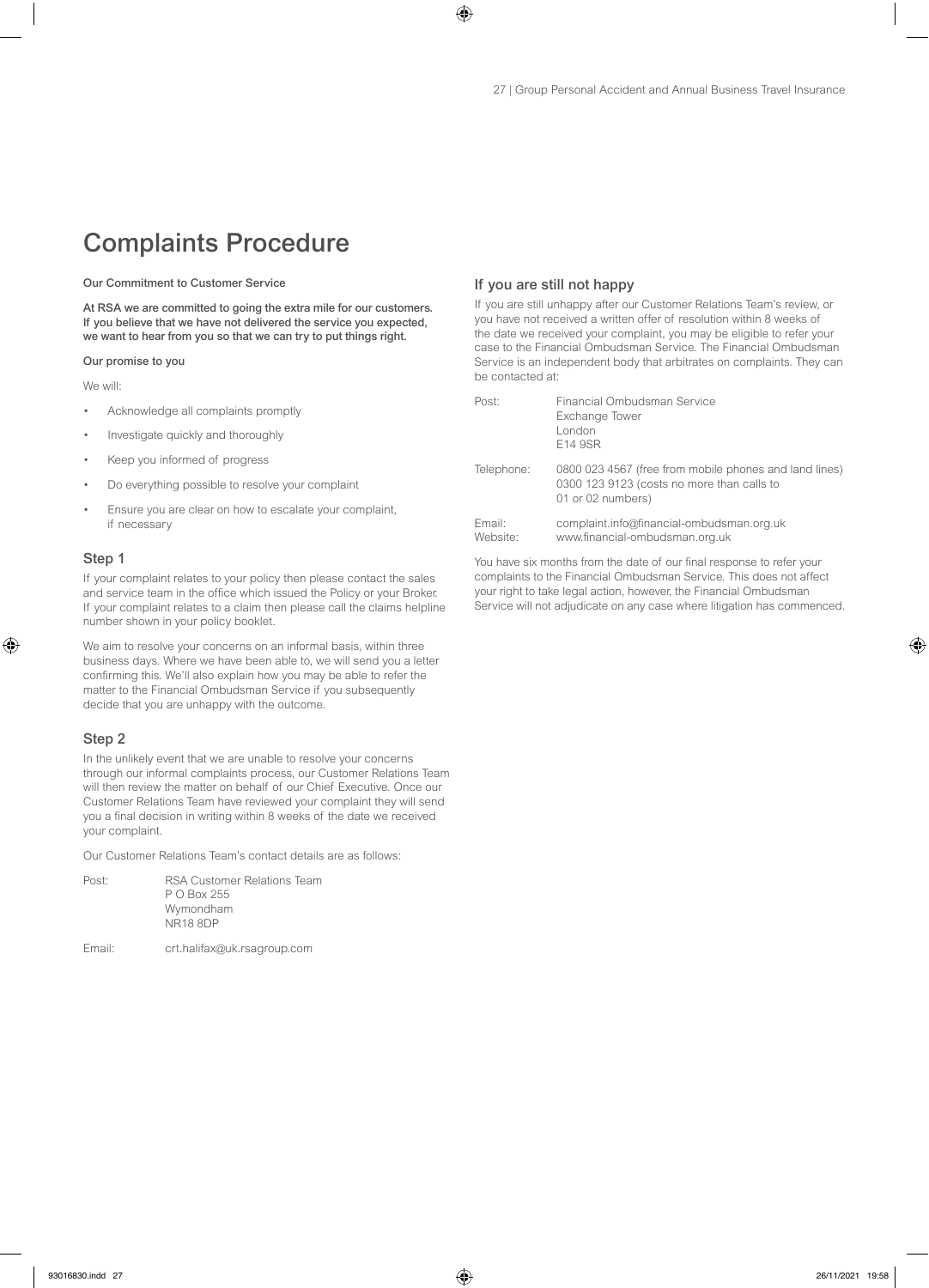# Complaints Procedure

**Our Commitment to Customer Service**

**At RSA we are committed to going the extra mile for our customers. If you believe that we have not delivered the service you expected, we want to hear from you so that we can try to put things right.**

**Our promise to you**

We will:

- Acknowledge all complaints promptly
- Investigate quickly and thoroughly
- Keep you informed of progress
- Do everything possible to resolve your complaint
- Ensure you are clear on how to escalate your complaint, if necessary

## Step 1

If your complaint relates to your policy then please contact the sales and service team in the office which issued the Policy or your Broker. If your complaint relates to a claim then please call the claims helpline number shown in your policy booklet.

We aim to resolve your concerns on an informal basis, within three business days. Where we have been able to, we will send you a letter confirming this. We'll also explain how you may be able to refer the matter to the Financial Ombudsman Service if you subsequently decide that you are unhappy with the outcome.

## Step 2

In the unlikely event that we are unable to resolve your concerns through our informal complaints process, our Customer Relations Team will then review the matter on behalf of our Chief Executive. Once our Customer Relations Team have reviewed your complaint they will send you a final decision in writing within 8 weeks of the date we received your complaint.

Our Customer Relations Team's contact details are as follows:

Post: RSA Customer Relations Team
P O Box 255
Wymondham
NR18 8DP

Email: crt.halifax@uk.rsagroup.com

## If you are still not happy

If you are still unhappy after our Customer Relations Team's review, or you have not received a written offer of resolution within 8 weeks of the date we received your complaint, you may be eligible to refer your case to the Financial Ombudsman Service. The Financial Ombudsman Service is an independent body that arbitrates on complaints. They can be contacted at:

Post: Financial Ombudsman Service
Exchange Tower
London
E14 9SR

Telephone: 0800 023 4567 (free from mobile phones and land lines)
0300 123 9123 (costs no more than calls to 01 or 02 numbers)

Email: complaint.info@financial-ombudsman.org.uk
Website: www.financial-ombudsman.org.uk

You have six months from the date of our final response to refer your complaints to the Financial Ombudsman Service. This does not affect your right to take legal action, however, the Financial Ombudsman Service will not adjudicate on any case where litigation has commenced.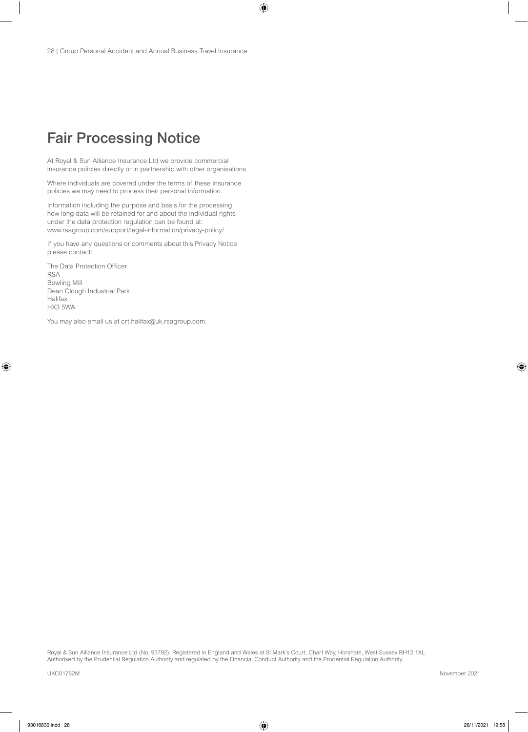# Fair Processing Notice

At Royal & Sun Alliance Insurance Ltd we provide commercial insurance policies directly or in partnership with other organisations.

Where individuals are covered under the terms of these insurance policies we may need to process their personal information.

Information including the purpose and basis for the processing, how long data will be retained for and about the individual rights under the data protection regulation can be found at: www.rsagroup.com/support/legal-information/privacy-policy/

If you have any questions or comments about this Privacy Notice please contact:

The Data Protection Officer
RSA
Bowling Mill
Dean Clough Industrial Park
Halifax
HX3 5WA

You may also email us at crt.halifax@uk.rsagroup.com.

Royal & Sun Alliance Insurance Ltd (No. 93792). Registered in England and Wales at St Mark's Court, Chart Way, Horsham, West Sussex RH12 1XL. Authorised by the Prudential Regulation Authority and regulated by the Financial Conduct Authority and the Prudential Regulation Authority.

UKC01782M

November 2021